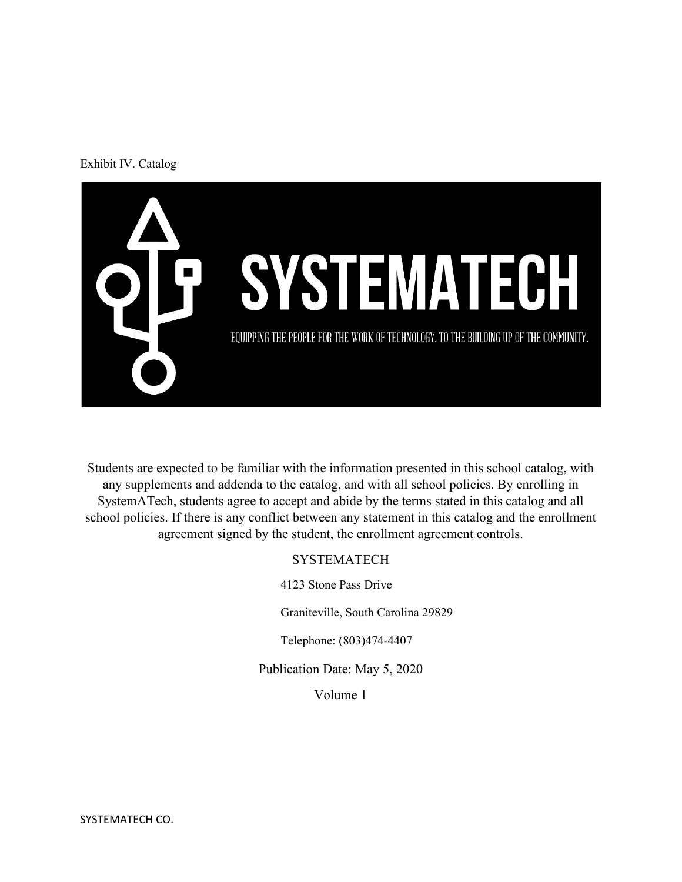Exhibit IV. Catalog

# SYSTEMATECH

EQUIPPING THE PEOPLE FOR THE WORK OF TECHNOLOGY, TO THE BUILDING UP OF THE COMMUNITY.

Students are expected to be familiar with the information presented in this school catalog, with any supplements and addenda to the catalog, and with all school policies. By enrolling in SystemATech, students agree to accept and abide by the terms stated in this catalog and all school policies. If there is any conflict between any statement in this catalog and the enrollment agreement signed by the student, the enrollment agreement controls.

SYSTEMATECH

4123 Stone Pass Drive

Graniteville, South Carolina 29829

Telephone: (803)474-4407

Publication Date: May 5, 2020

Volume 1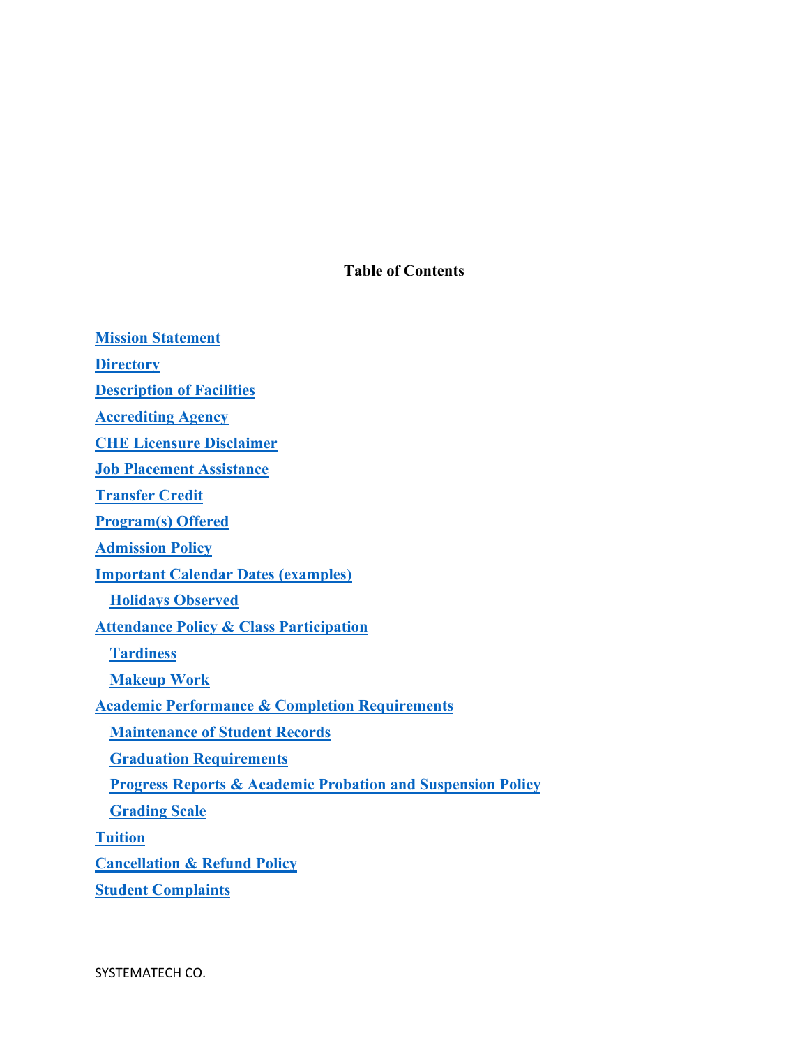**Table of Contents**

- Mission Statement
- Directory
- Description of Facilities
- Accrediting Agency
- CHE Licensure Disclaimer
- Job Placement Assistance
- Transfer Credit
- Program(s) Offered
- Admission Policy
- Important Calendar Dates (examples)
    - Holidays Observed
- Attendance Policy & Class Participation
    - Tardiness
    - Makeup Work
- Academic Performance & Completion Requirements
    - Maintenance of Student Records
    - Graduation Requirements
    - Progress Reports & Academic Probation and Suspension Policy
    - Grading Scale
- Tuition
- Cancellation & Refund Policy
- Student Complaints

SYSTEMATECH CO.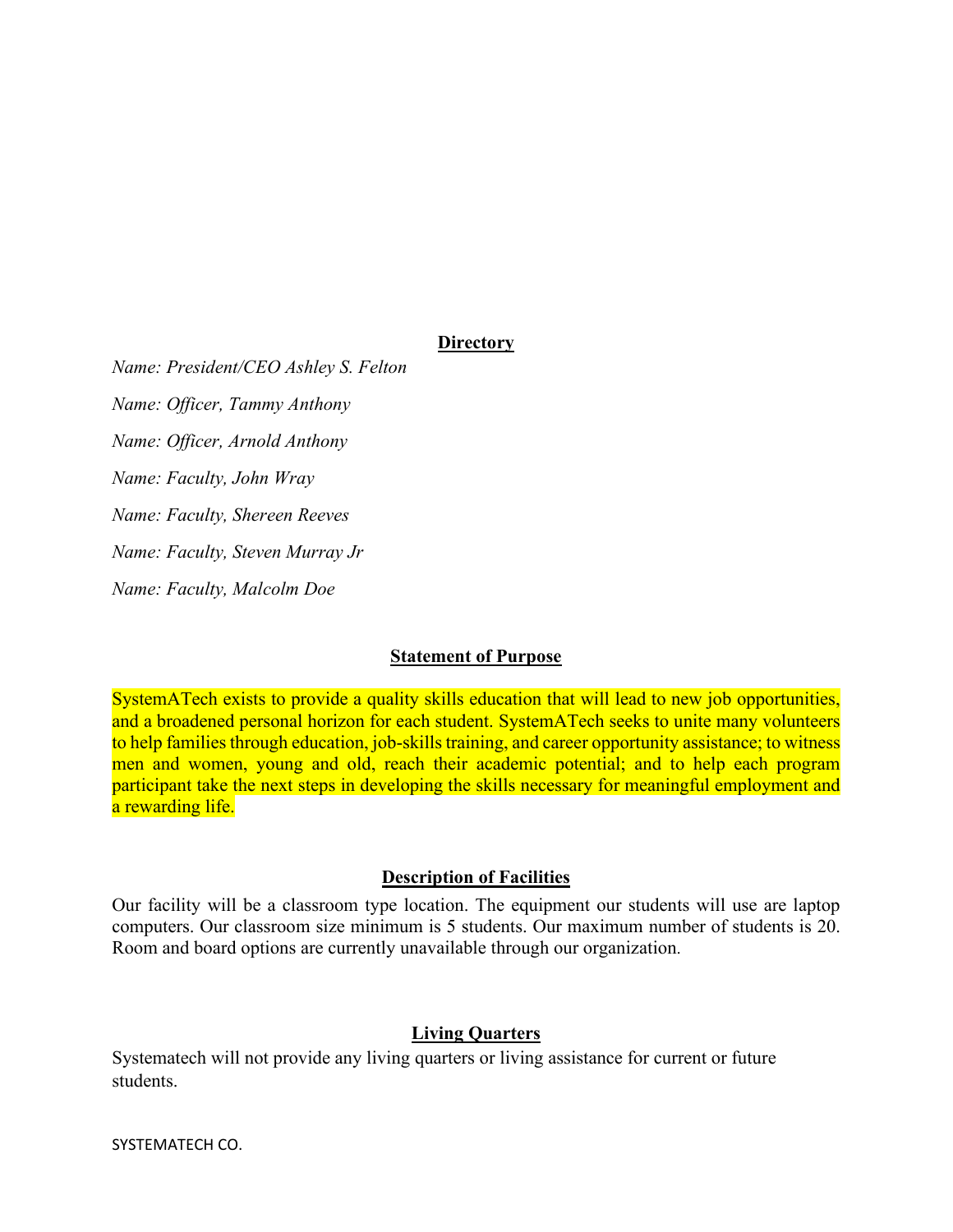## Directory

*Name: President/CEO Ashley S. Felton*

*Name: Officer, Tammy Anthony*

*Name: Officer, Arnold Anthony*

*Name: Faculty, John Wray*

*Name: Faculty, Shereen Reeves*

*Name: Faculty, Steven Murray Jr*

*Name: Faculty, Malcolm Doe*

## Statement of Purpose

SystemATech exists to provide a quality skills education that will lead to new job opportunities, and a broadened personal horizon for each student. SystemATech seeks to unite many volunteers to help families through education, job-skills training, and career opportunity assistance; to witness men and women, young and old, reach their academic potential; and to help each program participant take the next steps in developing the skills necessary for meaningful employment and a rewarding life.

## Description of Facilities

Our facility will be a classroom type location. The equipment our students will use are laptop computers. Our classroom size minimum is 5 students. Our maximum number of students is 20. Room and board options are currently unavailable through our organization.

## Living Quarters

Systematech will not provide any living quarters or living assistance for current or future students.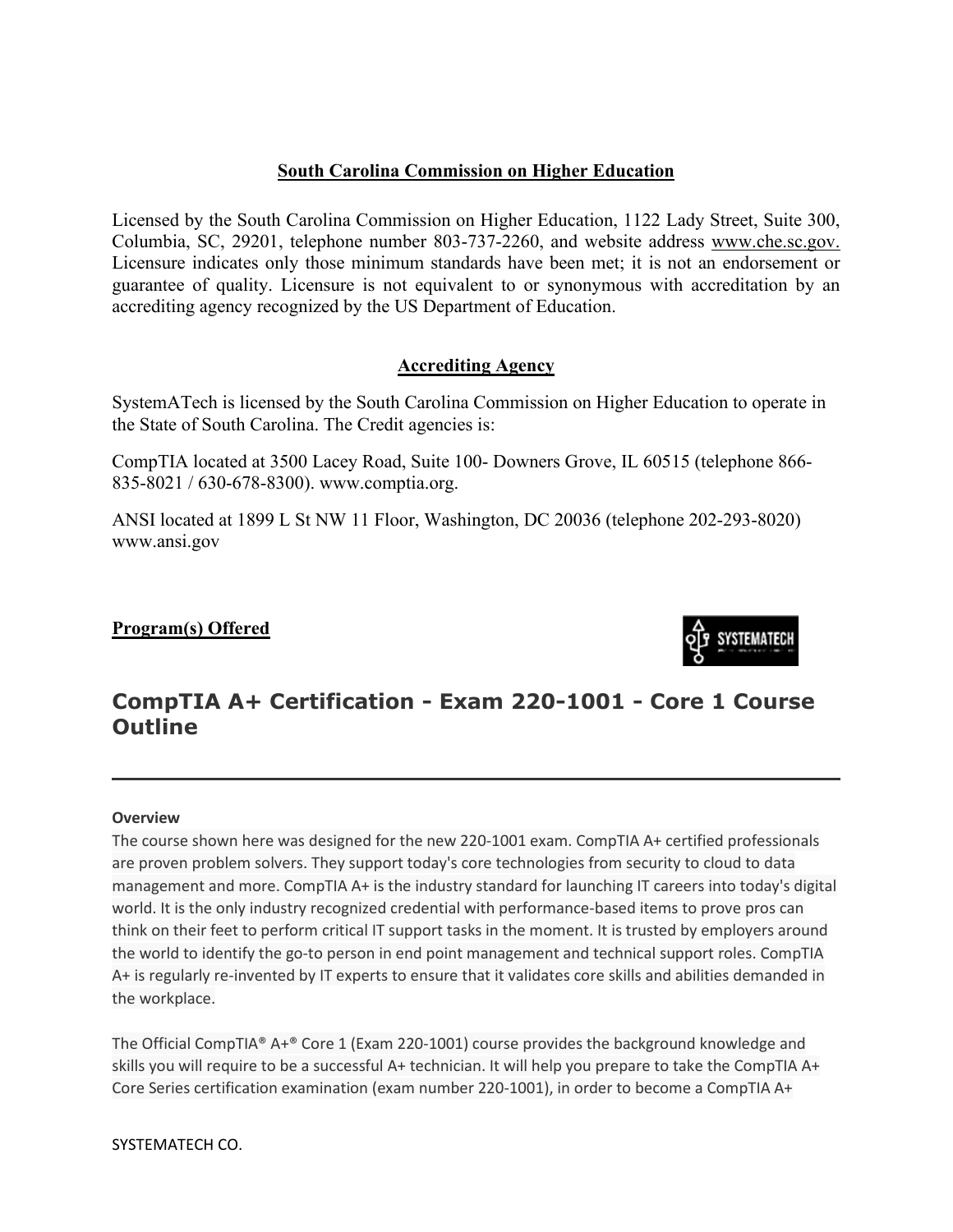## South Carolina Commission on Higher Education

Licensed by the South Carolina Commission on Higher Education, 1122 Lady Street, Suite 300, Columbia, SC, 29201, telephone number 803-737-2260, and website address www.che.sc.gov. Licensure indicates only those minimum standards have been met; it is not an endorsement or guarantee of quality. Licensure is not equivalent to or synonymous with accreditation by an accrediting agency recognized by the US Department of Education.

## Accrediting Agency

SystemATech is licensed by the South Carolina Commission on Higher Education to operate in the State of South Carolina. The Credit agencies is:

CompTIA located at 3500 Lacey Road, Suite 100- Downers Grove, IL 60515 (telephone 866-835-8021 / 630-678-8300). www.comptia.org.

ANSI located at 1899 L St NW 11 Floor, Washington, DC 20036 (telephone 202-293-8020) www.ansi.gov

## Program(s) Offered

# CompTIA A+ Certification - Exam 220-1001 - Core 1 Course Outline

---

**Overview**

The course shown here was designed for the new 220-1001 exam. CompTIA A+ certified professionals are proven problem solvers. They support today's core technologies from security to cloud to data management and more. CompTIA A+ is the industry standard for launching IT careers into today's digital world. It is the only industry recognized credential with performance-based items to prove pros can think on their feet to perform critical IT support tasks in the moment. It is trusted by employers around the world to identify the go-to person in end point management and technical support roles. CompTIA A+ is regularly re-invented by IT experts to ensure that it validates core skills and abilities demanded in the workplace.

The Official CompTIA® A+® Core 1 (Exam 220-1001) course provides the background knowledge and skills you will require to be a successful A+ technician. It will help you prepare to take the CompTIA A+ Core Series certification examination (exam number 220-1001), in order to become a CompTIA A+

SYSTEMATECH CO.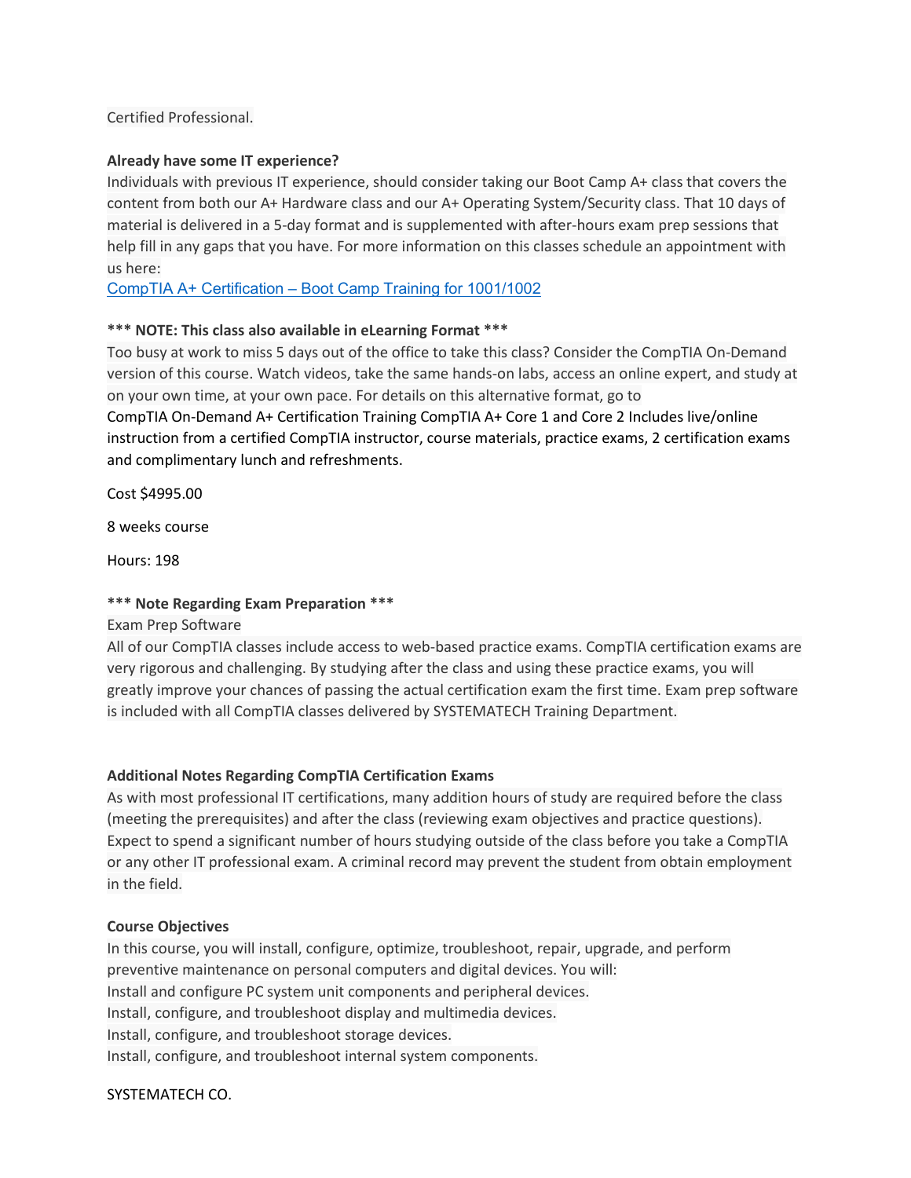Certified Professional.

**Already have some IT experience?**

Individuals with previous IT experience, should consider taking our Boot Camp A+ class that covers the content from both our A+ Hardware class and our A+ Operating System/Security class. That 10 days of material is delivered in a 5-day format and is supplemented with after-hours exam prep sessions that help fill in any gaps that you have. For more information on this classes schedule an appointment with us here:

CompTIA A+ Certification – Boot Camp Training for 1001/1002

**\*\*\* NOTE: This class also available in eLearning Format \*\*\***

Too busy at work to miss 5 days out of the office to take this class? Consider the CompTIA On-Demand version of this course. Watch videos, take the same hands-on labs, access an online expert, and study at on your own time, at your own pace. For details on this alternative format, go to

CompTIA On-Demand A+ Certification Training CompTIA A+ Core 1 and Core 2 Includes live/online instruction from a certified CompTIA instructor, course materials, practice exams, 2 certification exams and complimentary lunch and refreshments.

Cost $4995.00

8 weeks course

Hours: 198

**\*\*\* Note Regarding Exam Preparation \*\*\***

Exam Prep Software

All of our CompTIA classes include access to web-based practice exams. CompTIA certification exams are very rigorous and challenging. By studying after the class and using these practice exams, you will greatly improve your chances of passing the actual certification exam the first time. Exam prep software is included with all CompTIA classes delivered by SYSTEMATECH Training Department.

**Additional Notes Regarding CompTIA Certification Exams**

As with most professional IT certifications, many addition hours of study are required before the class (meeting the prerequisites) and after the class (reviewing exam objectives and practice questions). Expect to spend a significant number of hours studying outside of the class before you take a CompTIA or any other IT professional exam. A criminal record may prevent the student from obtain employment in the field.

**Course Objectives**

In this course, you will install, configure, optimize, troubleshoot, repair, upgrade, and perform preventive maintenance on personal computers and digital devices. You will:

Install and configure PC system unit components and peripheral devices.

Install, configure, and troubleshoot display and multimedia devices.

Install, configure, and troubleshoot storage devices.

Install, configure, and troubleshoot internal system components.

SYSTEMATECH CO.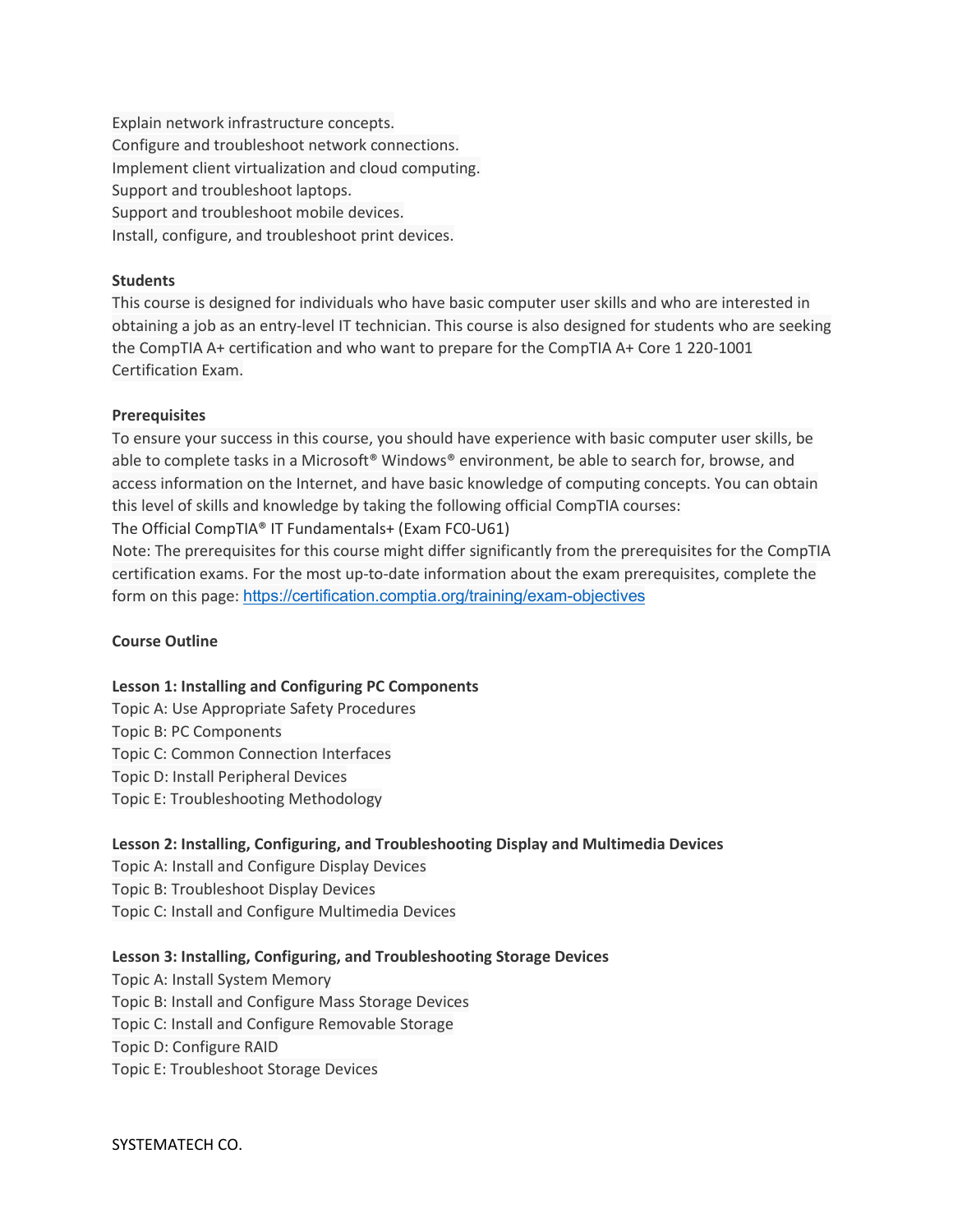Explain network infrastructure concepts.
Configure and troubleshoot network connections.
Implement client virtualization and cloud computing.
Support and troubleshoot laptops.
Support and troubleshoot mobile devices.
Install, configure, and troubleshoot print devices.

**Students**
This course is designed for individuals who have basic computer user skills and who are interested in obtaining a job as an entry-level IT technician. This course is also designed for students who are seeking the CompTIA A+ certification and who want to prepare for the CompTIA A+ Core 1 220-1001 Certification Exam.

**Prerequisites**
To ensure your success in this course, you should have experience with basic computer user skills, be able to complete tasks in a Microsoft® Windows® environment, be able to search for, browse, and access information on the Internet, and have basic knowledge of computing concepts. You can obtain this level of skills and knowledge by taking the following official CompTIA courses:
The Official CompTIA® IT Fundamentals+ (Exam FC0-U61)
Note: The prerequisites for this course might differ significantly from the prerequisites for the CompTIA certification exams. For the most up-to-date information about the exam prerequisites, complete the form on this page: https://certification.comptia.org/training/exam-objectives

**Course Outline**

**Lesson 1: Installing and Configuring PC Components**
Topic A: Use Appropriate Safety Procedures
Topic B: PC Components
Topic C: Common Connection Interfaces
Topic D: Install Peripheral Devices
Topic E: Troubleshooting Methodology

**Lesson 2: Installing, Configuring, and Troubleshooting Display and Multimedia Devices**
Topic A: Install and Configure Display Devices
Topic B: Troubleshoot Display Devices
Topic C: Install and Configure Multimedia Devices

**Lesson 3: Installing, Configuring, and Troubleshooting Storage Devices**
Topic A: Install System Memory
Topic B: Install and Configure Mass Storage Devices
Topic C: Install and Configure Removable Storage
Topic D: Configure RAID
Topic E: Troubleshoot Storage Devices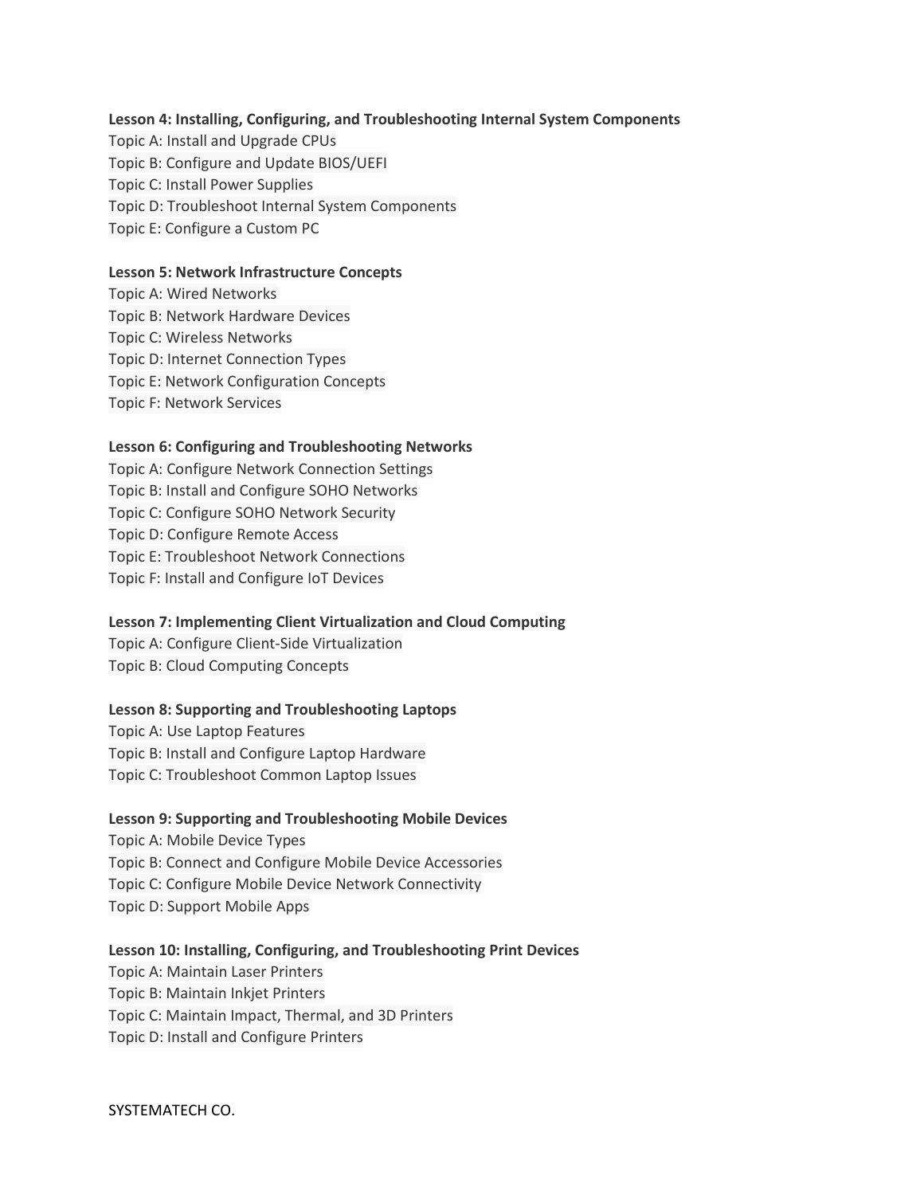**Lesson 4: Installing, Configuring, and Troubleshooting Internal System Components**

Topic A: Install and Upgrade CPUs
Topic B: Configure and Update BIOS/UEFI
Topic C: Install Power Supplies
Topic D: Troubleshoot Internal System Components
Topic E: Configure a Custom PC

**Lesson 5: Network Infrastructure Concepts**

Topic A: Wired Networks
Topic B: Network Hardware Devices
Topic C: Wireless Networks
Topic D: Internet Connection Types
Topic E: Network Configuration Concepts
Topic F: Network Services

**Lesson 6: Configuring and Troubleshooting Networks**

Topic A: Configure Network Connection Settings
Topic B: Install and Configure SOHO Networks
Topic C: Configure SOHO Network Security
Topic D: Configure Remote Access
Topic E: Troubleshoot Network Connections
Topic F: Install and Configure IoT Devices

**Lesson 7: Implementing Client Virtualization and Cloud Computing**

Topic A: Configure Client-Side Virtualization
Topic B: Cloud Computing Concepts

**Lesson 8: Supporting and Troubleshooting Laptops**

Topic A: Use Laptop Features
Topic B: Install and Configure Laptop Hardware
Topic C: Troubleshoot Common Laptop Issues

**Lesson 9: Supporting and Troubleshooting Mobile Devices**

Topic A: Mobile Device Types
Topic B: Connect and Configure Mobile Device Accessories
Topic C: Configure Mobile Device Network Connectivity
Topic D: Support Mobile Apps

**Lesson 10: Installing, Configuring, and Troubleshooting Print Devices**

Topic A: Maintain Laser Printers
Topic B: Maintain Inkjet Printers
Topic C: Maintain Impact, Thermal, and 3D Printers
Topic D: Install and Configure Printers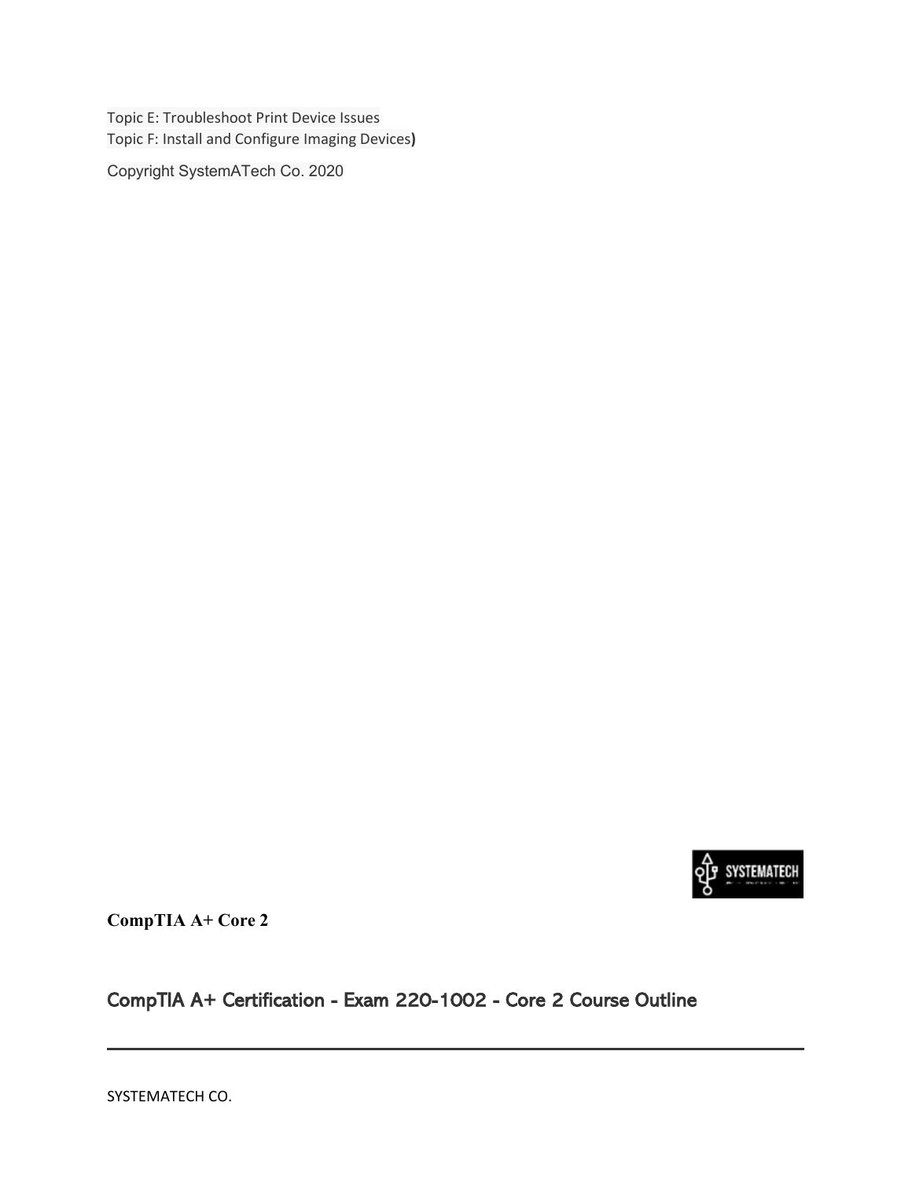Topic E: Troubleshoot Print Device Issues
Topic F: Install and Configure Imaging Devices)

Copyright SystemATech Co. 2020

**CompTIA A+ Core 2**

## CompTIA A+ Certification - Exam 220-1002 - Core 2 Course Outline

---

SYSTEMATECH CO.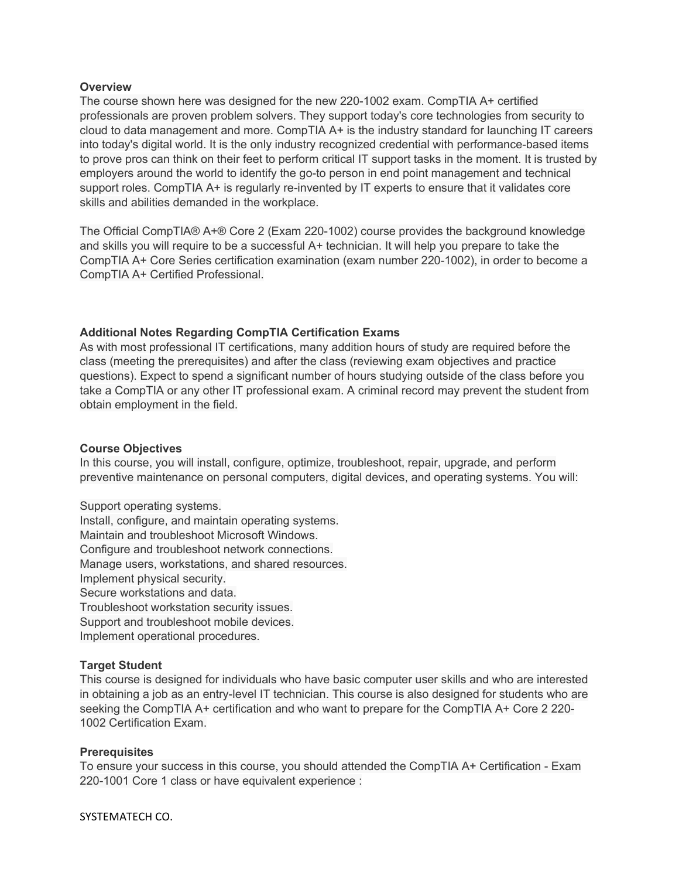**Overview**

The course shown here was designed for the new 220-1002 exam. CompTIA A+ certified professionals are proven problem solvers. They support today's core technologies from security to cloud to data management and more. CompTIA A+ is the industry standard for launching IT careers into today's digital world. It is the only industry recognized credential with performance-based items to prove pros can think on their feet to perform critical IT support tasks in the moment. It is trusted by employers around the world to identify the go-to person in end point management and technical support roles. CompTIA A+ is regularly re-invented by IT experts to ensure that it validates core skills and abilities demanded in the workplace.

The Official CompTIA® A+® Core 2 (Exam 220-1002) course provides the background knowledge and skills you will require to be a successful A+ technician. It will help you prepare to take the CompTIA A+ Core Series certification examination (exam number 220-1002), in order to become a CompTIA A+ Certified Professional.

**Additional Notes Regarding CompTIA Certification Exams**

As with most professional IT certifications, many addition hours of study are required before the class (meeting the prerequisites) and after the class (reviewing exam objectives and practice questions). Expect to spend a significant number of hours studying outside of the class before you take a CompTIA or any other IT professional exam. A criminal record may prevent the student from obtain employment in the field.

**Course Objectives**

In this course, you will install, configure, optimize, troubleshoot, repair, upgrade, and perform preventive maintenance on personal computers, digital devices, and operating systems. You will:

Support operating systems.
Install, configure, and maintain operating systems.
Maintain and troubleshoot Microsoft Windows.
Configure and troubleshoot network connections.
Manage users, workstations, and shared resources.
Implement physical security.
Secure workstations and data.
Troubleshoot workstation security issues.
Support and troubleshoot mobile devices.
Implement operational procedures.

**Target Student**

This course is designed for individuals who have basic computer user skills and who are interested in obtaining a job as an entry-level IT technician. This course is also designed for students who are seeking the CompTIA A+ certification and who want to prepare for the CompTIA A+ Core 2 220-1002 Certification Exam.

**Prerequisites**

To ensure your success in this course, you should attended the CompTIA A+ Certification - Exam 220-1001 Core 1 class or have equivalent experience :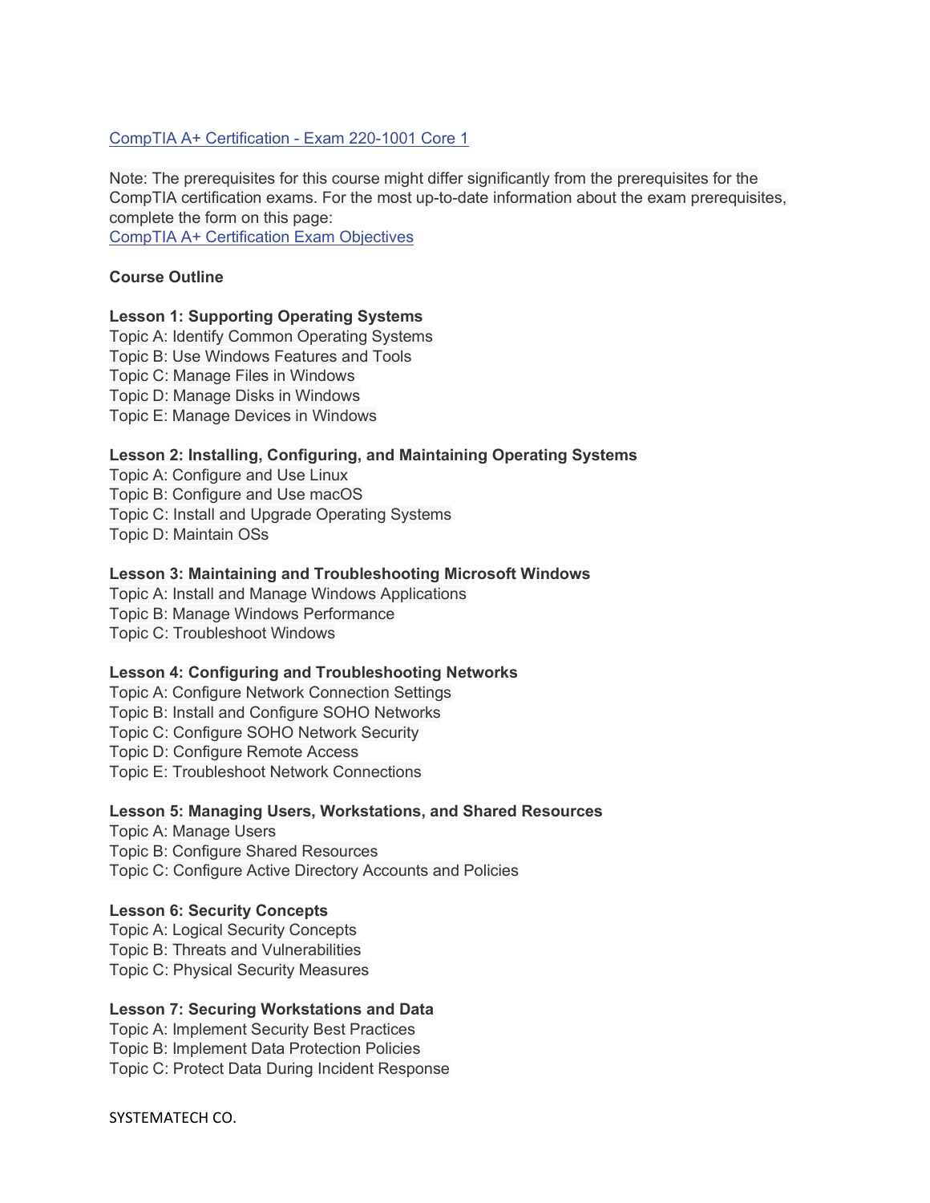[CompTIA A+ Certification - Exam 220-1001 Core 1]

Note: The prerequisites for this course might differ significantly from the prerequisites for the CompTIA certification exams. For the most up-to-date information about the exam prerequisites, complete the form on this page:
[CompTIA A+ Certification Exam Objectives]

**Course Outline**

**Lesson 1: Supporting Operating Systems**
Topic A: Identify Common Operating Systems
Topic B: Use Windows Features and Tools
Topic C: Manage Files in Windows
Topic D: Manage Disks in Windows
Topic E: Manage Devices in Windows

**Lesson 2: Installing, Configuring, and Maintaining Operating Systems**
Topic A: Configure and Use Linux
Topic B: Configure and Use macOS
Topic C: Install and Upgrade Operating Systems
Topic D: Maintain OSs

**Lesson 3: Maintaining and Troubleshooting Microsoft Windows**
Topic A: Install and Manage Windows Applications
Topic B: Manage Windows Performance
Topic C: Troubleshoot Windows

**Lesson 4: Configuring and Troubleshooting Networks**
Topic A: Configure Network Connection Settings
Topic B: Install and Configure SOHO Networks
Topic C: Configure SOHO Network Security
Topic D: Configure Remote Access
Topic E: Troubleshoot Network Connections

**Lesson 5: Managing Users, Workstations, and Shared Resources**
Topic A: Manage Users
Topic B: Configure Shared Resources
Topic C: Configure Active Directory Accounts and Policies

**Lesson 6: Security Concepts**
Topic A: Logical Security Concepts
Topic B: Threats and Vulnerabilities
Topic C: Physical Security Measures

**Lesson 7: Securing Workstations and Data**
Topic A: Implement Security Best Practices
Topic B: Implement Data Protection Policies
Topic C: Protect Data During Incident Response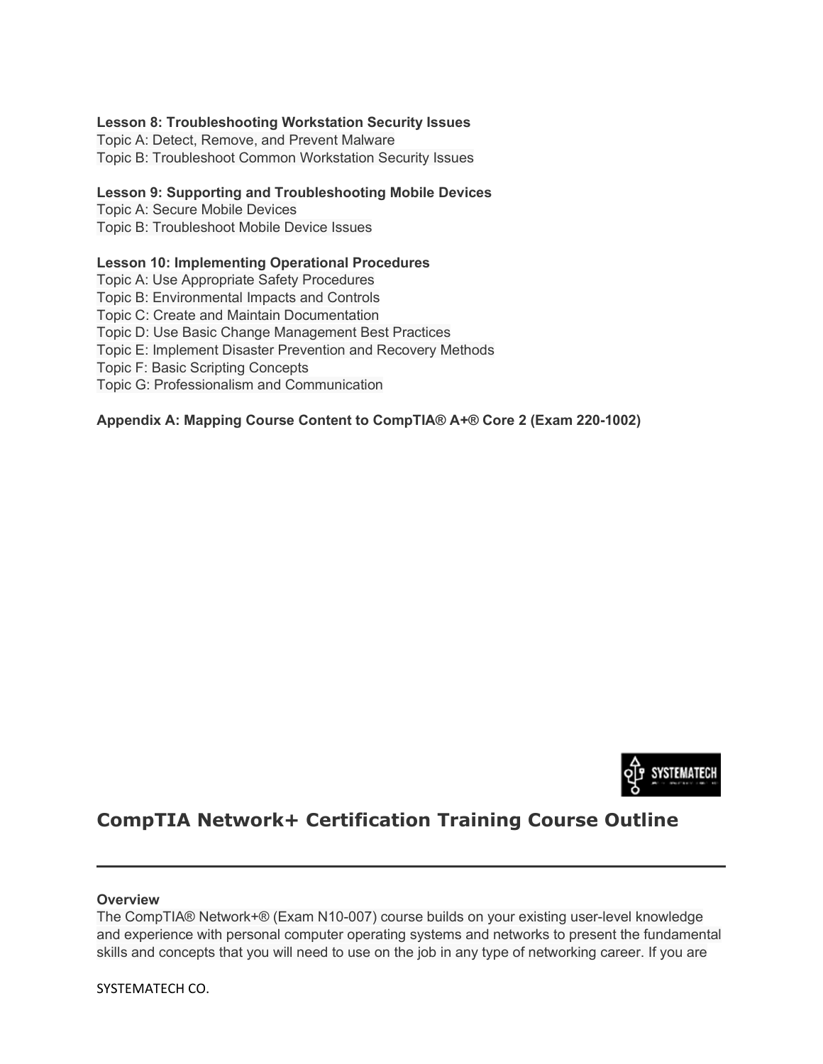**Lesson 8: Troubleshooting Workstation Security Issues**
Topic A: Detect, Remove, and Prevent Malware
Topic B: Troubleshoot Common Workstation Security Issues

**Lesson 9: Supporting and Troubleshooting Mobile Devices**
Topic A: Secure Mobile Devices
Topic B: Troubleshoot Mobile Device Issues

**Lesson 10: Implementing Operational Procedures**
Topic A: Use Appropriate Safety Procedures
Topic B: Environmental Impacts and Controls
Topic C: Create and Maintain Documentation
Topic D: Use Basic Change Management Best Practices
Topic E: Implement Disaster Prevention and Recovery Methods
Topic F: Basic Scripting Concepts
Topic G: Professionalism and Communication

**Appendix A: Mapping Course Content to CompTIA® A+® Core 2 (Exam 220-1002)**

## CompTIA Network+ Certification Training Course Outline

---

**Overview**
The CompTIA® Network+® (Exam N10-007) course builds on your existing user-level knowledge and experience with personal computer operating systems and networks to present the fundamental skills and concepts that you will need to use on the job in any type of networking career. If you are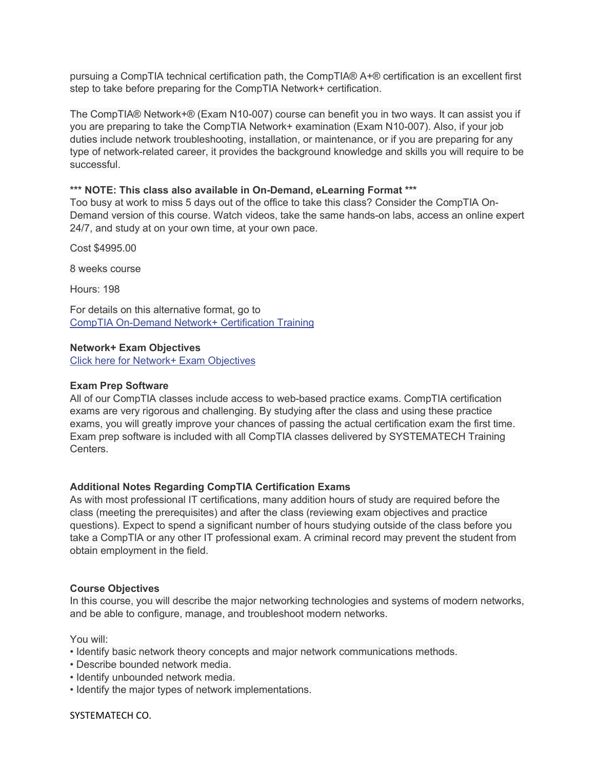pursuing a CompTIA technical certification path, the CompTIA® A+® certification is an excellent first step to take before preparing for the CompTIA Network+ certification.

The CompTIA® Network+® (Exam N10-007) course can benefit you in two ways. It can assist you if you are preparing to take the CompTIA Network+ examination (Exam N10-007). Also, if your job duties include network troubleshooting, installation, or maintenance, or if you are preparing for any type of network-related career, it provides the background knowledge and skills you will require to be successful.

**\*\*\* NOTE: This class also available in On-Demand, eLearning Format \*\*\***
Too busy at work to miss 5 days out of the office to take this class? Consider the CompTIA On-Demand version of this course. Watch videos, take the same hands-on labs, access an online expert 24/7, and study at on your own time, at your own pace.

Cost $4995.00

8 weeks course

Hours: 198

For details on this alternative format, go to
[CompTIA On-Demand Network+ Certification Training]()

**Network+ Exam Objectives**
[Click here for Network+ Exam Objectives]()

**Exam Prep Software**
All of our CompTIA classes include access to web-based practice exams. CompTIA certification exams are very rigorous and challenging. By studying after the class and using these practice exams, you will greatly improve your chances of passing the actual certification exam the first time. Exam prep software is included with all CompTIA classes delivered by SYSTEMATECH Training Centers.

**Additional Notes Regarding CompTIA Certification Exams**
As with most professional IT certifications, many addition hours of study are required before the class (meeting the prerequisites) and after the class (reviewing exam objectives and practice questions). Expect to spend a significant number of hours studying outside of the class before you take a CompTIA or any other IT professional exam. A criminal record may prevent the student from obtain employment in the field.

**Course Objectives**
In this course, you will describe the major networking technologies and systems of modern networks, and be able to configure, manage, and troubleshoot modern networks.

You will:
- Identify basic network theory concepts and major network communications methods.
- Describe bounded network media.
- Identify unbounded network media.
- Identify the major types of network implementations.

SYSTEMATECH CO.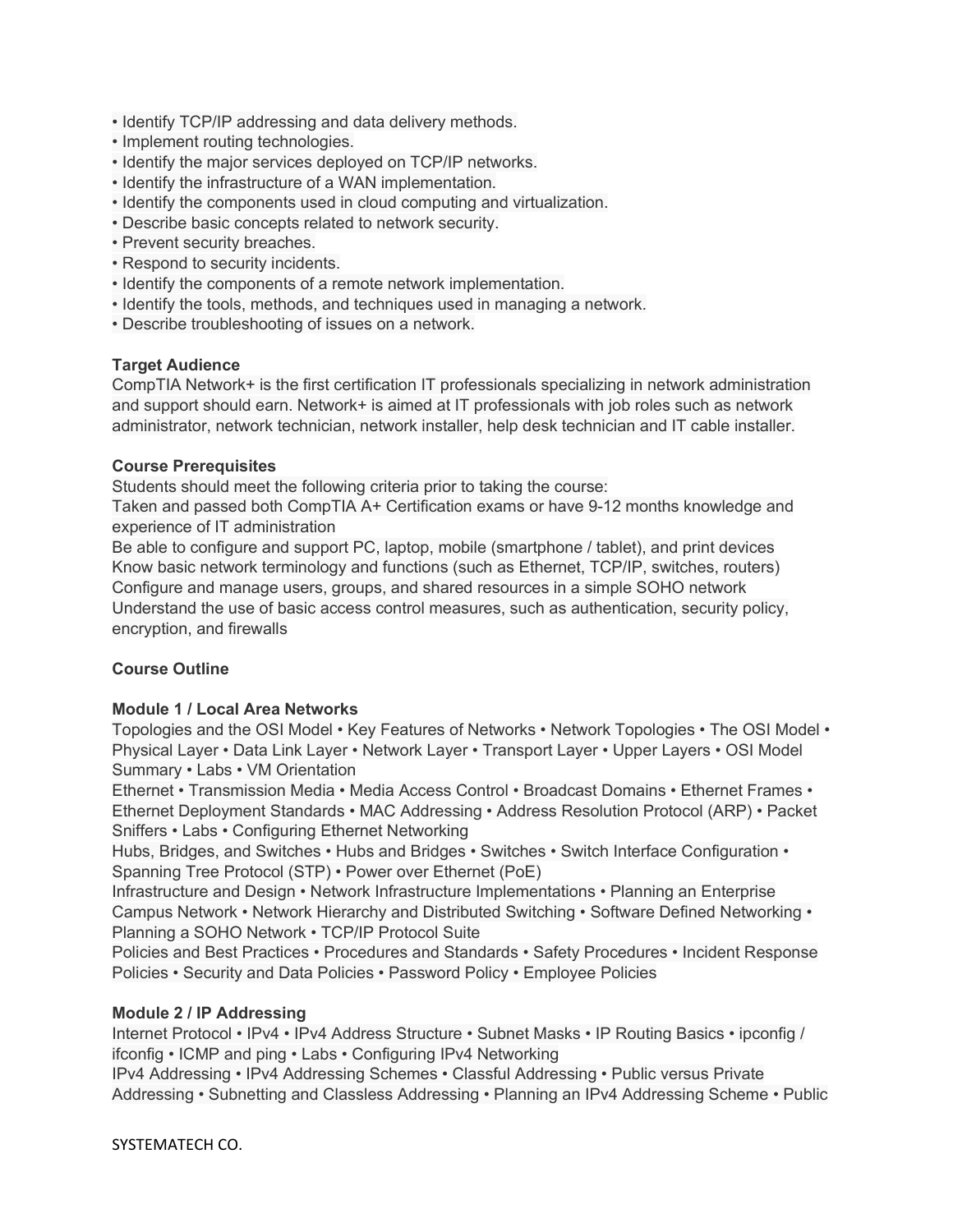- Identify TCP/IP addressing and data delivery methods.
- Implement routing technologies.
- Identify the major services deployed on TCP/IP networks.
- Identify the infrastructure of a WAN implementation.
- Identify the components used in cloud computing and virtualization.
- Describe basic concepts related to network security.
- Prevent security breaches.
- Respond to security incidents.
- Identify the components of a remote network implementation.
- Identify the tools, methods, and techniques used in managing a network.
- Describe troubleshooting of issues on a network.

**Target Audience**

CompTIA Network+ is the first certification IT professionals specializing in network administration and support should earn. Network+ is aimed at IT professionals with job roles such as network administrator, network technician, network installer, help desk technician and IT cable installer.

**Course Prerequisites**

Students should meet the following criteria prior to taking the course:
Taken and passed both CompTIA A+ Certification exams or have 9-12 months knowledge and experience of IT administration
Be able to configure and support PC, laptop, mobile (smartphone / tablet), and print devices
Know basic network terminology and functions (such as Ethernet, TCP/IP, switches, routers)
Configure and manage users, groups, and shared resources in a simple SOHO network
Understand the use of basic access control measures, such as authentication, security policy, encryption, and firewalls

**Course Outline**

**Module 1 / Local Area Networks**

Topologies and the OSI Model • Key Features of Networks • Network Topologies • The OSI Model • Physical Layer • Data Link Layer • Network Layer • Transport Layer • Upper Layers • OSI Model Summary • Labs • VM Orientation
Ethernet • Transmission Media • Media Access Control • Broadcast Domains • Ethernet Frames • Ethernet Deployment Standards • MAC Addressing • Address Resolution Protocol (ARP) • Packet Sniffers • Labs • Configuring Ethernet Networking
Hubs, Bridges, and Switches • Hubs and Bridges • Switches • Switch Interface Configuration • Spanning Tree Protocol (STP) • Power over Ethernet (PoE)
Infrastructure and Design • Network Infrastructure Implementations • Planning an Enterprise Campus Network • Network Hierarchy and Distributed Switching • Software Defined Networking • Planning a SOHO Network • TCP/IP Protocol Suite
Policies and Best Practices • Procedures and Standards • Safety Procedures • Incident Response Policies • Security and Data Policies • Password Policy • Employee Policies

**Module 2 / IP Addressing**

Internet Protocol • IPv4 • IPv4 Address Structure • Subnet Masks • IP Routing Basics • ipconfig / ifconfig • ICMP and ping • Labs • Configuring IPv4 Networking
IPv4 Addressing • IPv4 Addressing Schemes • Classful Addressing • Public versus Private Addressing • Subnetting and Classless Addressing • Planning an IPv4 Addressing Scheme • Public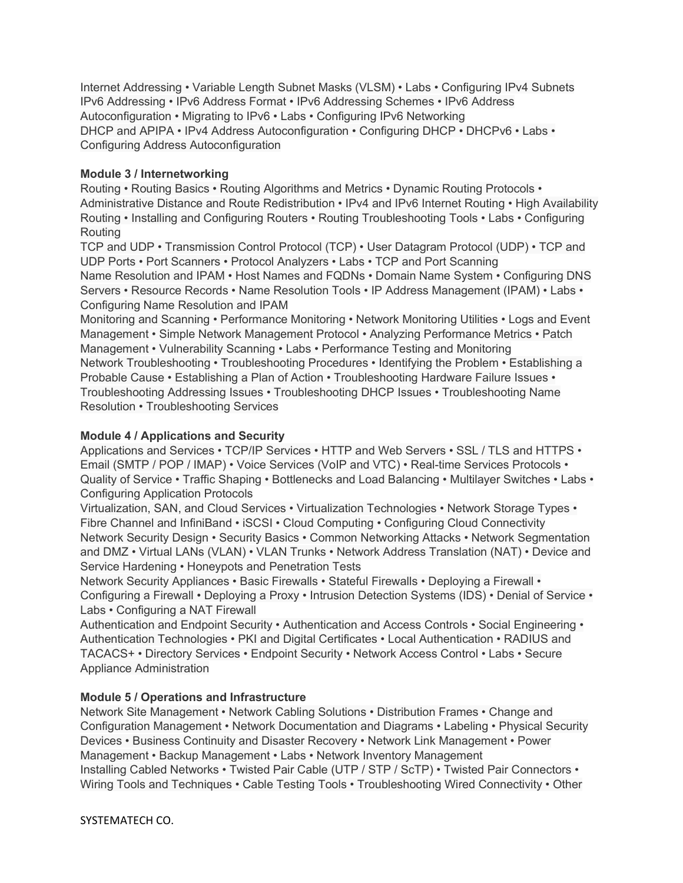Internet Addressing • Variable Length Subnet Masks (VLSM) • Labs • Configuring IPv4 Subnets
IPv6 Addressing • IPv6 Address Format • IPv6 Addressing Schemes • IPv6 Address Autoconfiguration • Migrating to IPv6 • Labs • Configuring IPv6 Networking
DHCP and APIPA • IPv4 Address Autoconfiguration • Configuring DHCP • DHCPv6 • Labs • Configuring Address Autoconfiguration

**Module 3 / Internetworking**

Routing • Routing Basics • Routing Algorithms and Metrics • Dynamic Routing Protocols • Administrative Distance and Route Redistribution • IPv4 and IPv6 Internet Routing • High Availability Routing • Installing and Configuring Routers • Routing Troubleshooting Tools • Labs • Configuring Routing
TCP and UDP • Transmission Control Protocol (TCP) • User Datagram Protocol (UDP) • TCP and UDP Ports • Port Scanners • Protocol Analyzers • Labs • TCP and Port Scanning
Name Resolution and IPAM • Host Names and FQDNs • Domain Name System • Configuring DNS Servers • Resource Records • Name Resolution Tools • IP Address Management (IPAM) • Labs • Configuring Name Resolution and IPAM
Monitoring and Scanning • Performance Monitoring • Network Monitoring Utilities • Logs and Event Management • Simple Network Management Protocol • Analyzing Performance Metrics • Patch Management • Vulnerability Scanning • Labs • Performance Testing and Monitoring
Network Troubleshooting • Troubleshooting Procedures • Identifying the Problem • Establishing a Probable Cause • Establishing a Plan of Action • Troubleshooting Hardware Failure Issues • Troubleshooting Addressing Issues • Troubleshooting DHCP Issues • Troubleshooting Name Resolution • Troubleshooting Services

**Module 4 / Applications and Security**

Applications and Services • TCP/IP Services • HTTP and Web Servers • SSL / TLS and HTTPS • Email (SMTP / POP / IMAP) • Voice Services (VoIP and VTC) • Real-time Services Protocols • Quality of Service • Traffic Shaping • Bottlenecks and Load Balancing • Multilayer Switches • Labs • Configuring Application Protocols
Virtualization, SAN, and Cloud Services • Virtualization Technologies • Network Storage Types • Fibre Channel and InfiniBand • iSCSI • Cloud Computing • Configuring Cloud Connectivity
Network Security Design • Security Basics • Common Networking Attacks • Network Segmentation and DMZ • Virtual LANs (VLAN) • VLAN Trunks • Network Address Translation (NAT) • Device and Service Hardening • Honeypots and Penetration Tests
Network Security Appliances • Basic Firewalls • Stateful Firewalls • Deploying a Firewall • Configuring a Firewall • Deploying a Proxy • Intrusion Detection Systems (IDS) • Denial of Service • Labs • Configuring a NAT Firewall
Authentication and Endpoint Security • Authentication and Access Controls • Social Engineering • Authentication Technologies • PKI and Digital Certificates • Local Authentication • RADIUS and TACACS+ • Directory Services • Endpoint Security • Network Access Control • Labs • Secure Appliance Administration

**Module 5 / Operations and Infrastructure**

Network Site Management • Network Cabling Solutions • Distribution Frames • Change and Configuration Management • Network Documentation and Diagrams • Labeling • Physical Security Devices • Business Continuity and Disaster Recovery • Network Link Management • Power Management • Backup Management • Labs • Network Inventory Management
Installing Cabled Networks • Twisted Pair Cable (UTP / STP / ScTP) • Twisted Pair Connectors • Wiring Tools and Techniques • Cable Testing Tools • Troubleshooting Wired Connectivity • Other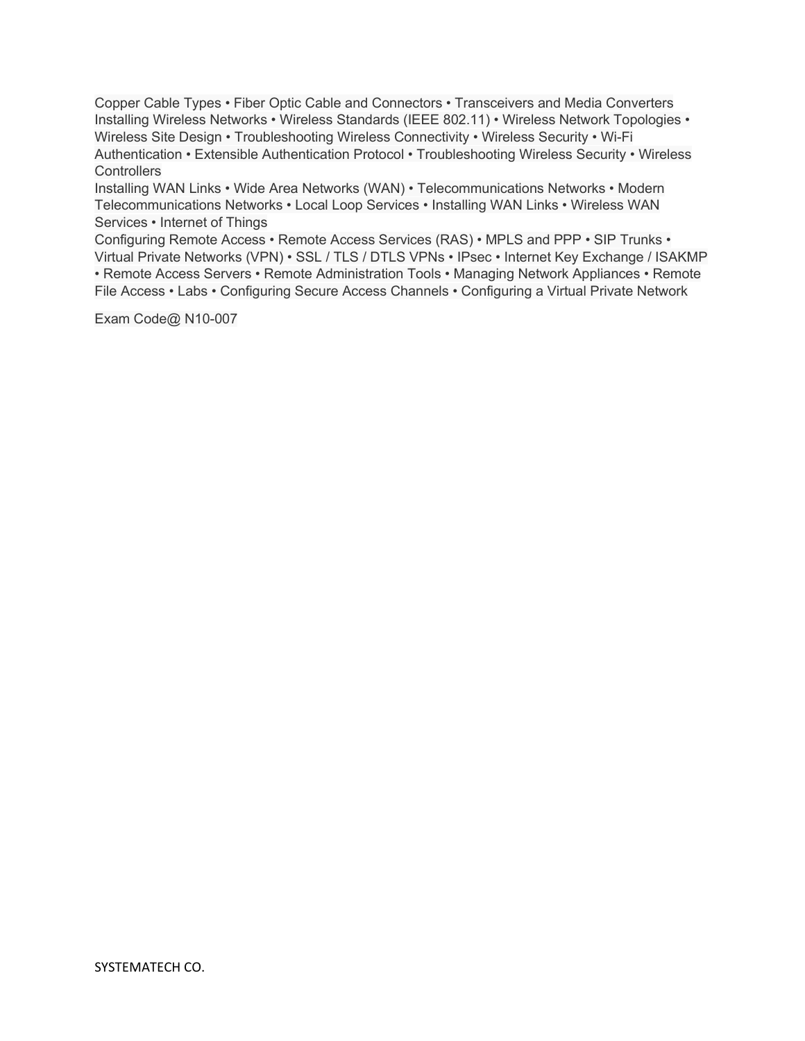Copper Cable Types • Fiber Optic Cable and Connectors • Transceivers and Media Converters Installing Wireless Networks • Wireless Standards (IEEE 802.11) • Wireless Network Topologies • Wireless Site Design • Troubleshooting Wireless Connectivity • Wireless Security • Wi-Fi Authentication • Extensible Authentication Protocol • Troubleshooting Wireless Security • Wireless Controllers

Installing WAN Links • Wide Area Networks (WAN) • Telecommunications Networks • Modern Telecommunications Networks • Local Loop Services • Installing WAN Links • Wireless WAN Services • Internet of Things

Configuring Remote Access • Remote Access Services (RAS) • MPLS and PPP • SIP Trunks • Virtual Private Networks (VPN) • SSL / TLS / DTLS VPNs • IPsec • Internet Key Exchange / ISAKMP • Remote Access Servers • Remote Administration Tools • Managing Network Appliances • Remote File Access • Labs • Configuring Secure Access Channels • Configuring a Virtual Private Network

Exam Code@ N10-007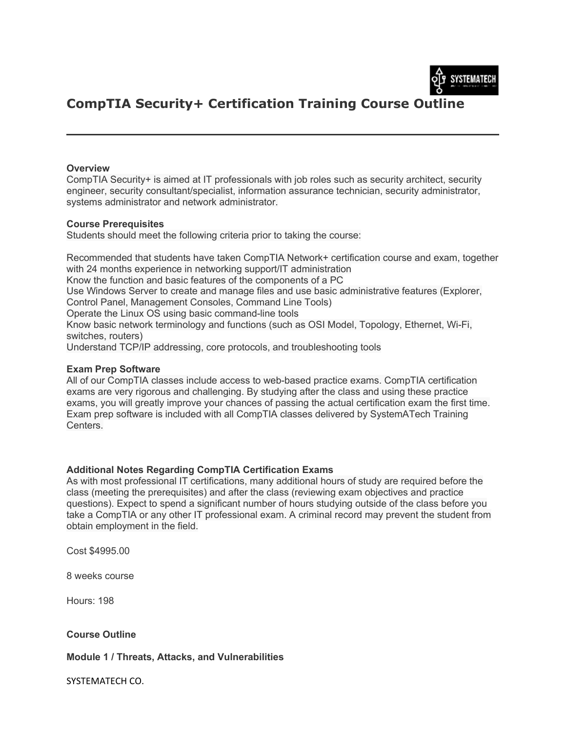# CompTIA Security+ Certification Training Course Outline

---

**Overview**

CompTIA Security+ is aimed at IT professionals with job roles such as security architect, security engineer, security consultant/specialist, information assurance technician, security administrator, systems administrator and network administrator.

**Course Prerequisites**

Students should meet the following criteria prior to taking the course:

Recommended that students have taken CompTIA Network+ certification course and exam, together with 24 months experience in networking support/IT administration
Know the function and basic features of the components of a PC
Use Windows Server to create and manage files and use basic administrative features (Explorer, Control Panel, Management Consoles, Command Line Tools)
Operate the Linux OS using basic command-line tools
Know basic network terminology and functions (such as OSI Model, Topology, Ethernet, Wi-Fi, switches, routers)
Understand TCP/IP addressing, core protocols, and troubleshooting tools

**Exam Prep Software**

All of our CompTIA classes include access to web-based practice exams. CompTIA certification exams are very rigorous and challenging. By studying after the class and using these practice exams, you will greatly improve your chances of passing the actual certification exam the first time. Exam prep software is included with all CompTIA classes delivered by SystemATech Training Centers.

**Additional Notes Regarding CompTIA Certification Exams**

As with most professional IT certifications, many additional hours of study are required before the class (meeting the prerequisites) and after the class (reviewing exam objectives and practice questions). Expect to spend a significant number of hours studying outside of the class before you take a CompTIA or any other IT professional exam. A criminal record may prevent the student from obtain employment in the field.

Cost $4995.00

8 weeks course

Hours: 198

**Course Outline**

**Module 1 / Threats, Attacks, and Vulnerabilities**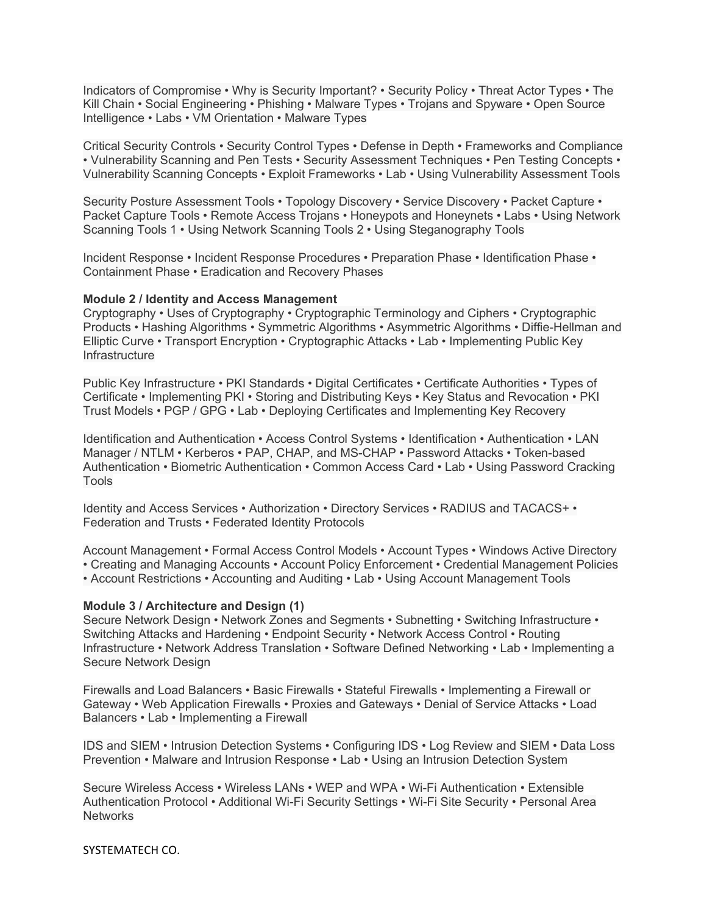Indicators of Compromise • Why is Security Important? • Security Policy • Threat Actor Types • The Kill Chain • Social Engineering • Phishing • Malware Types • Trojans and Spyware • Open Source Intelligence • Labs • VM Orientation • Malware Types

Critical Security Controls • Security Control Types • Defense in Depth • Frameworks and Compliance • Vulnerability Scanning and Pen Tests • Security Assessment Techniques • Pen Testing Concepts • Vulnerability Scanning Concepts • Exploit Frameworks • Lab • Using Vulnerability Assessment Tools

Security Posture Assessment Tools • Topology Discovery • Service Discovery • Packet Capture • Packet Capture Tools • Remote Access Trojans • Honeypots and Honeynets • Labs • Using Network Scanning Tools 1 • Using Network Scanning Tools 2 • Using Steganography Tools

Incident Response • Incident Response Procedures • Preparation Phase • Identification Phase • Containment Phase • Eradication and Recovery Phases

**Module 2 / Identity and Access Management**
Cryptography • Uses of Cryptography • Cryptographic Terminology and Ciphers • Cryptographic Products • Hashing Algorithms • Symmetric Algorithms • Asymmetric Algorithms • Diffie-Hellman and Elliptic Curve • Transport Encryption • Cryptographic Attacks • Lab • Implementing Public Key Infrastructure

Public Key Infrastructure • PKI Standards • Digital Certificates • Certificate Authorities • Types of Certificate • Implementing PKI • Storing and Distributing Keys • Key Status and Revocation • PKI Trust Models • PGP / GPG • Lab • Deploying Certificates and Implementing Key Recovery

Identification and Authentication • Access Control Systems • Identification • Authentication • LAN Manager / NTLM • Kerberos • PAP, CHAP, and MS-CHAP • Password Attacks • Token-based Authentication • Biometric Authentication • Common Access Card • Lab • Using Password Cracking Tools

Identity and Access Services • Authorization • Directory Services • RADIUS and TACACS+ • Federation and Trusts • Federated Identity Protocols

Account Management • Formal Access Control Models • Account Types • Windows Active Directory • Creating and Managing Accounts • Account Policy Enforcement • Credential Management Policies • Account Restrictions • Accounting and Auditing • Lab • Using Account Management Tools

**Module 3 / Architecture and Design (1)**
Secure Network Design • Network Zones and Segments • Subnetting • Switching Infrastructure • Switching Attacks and Hardening • Endpoint Security • Network Access Control • Routing Infrastructure • Network Address Translation • Software Defined Networking • Lab • Implementing a Secure Network Design

Firewalls and Load Balancers • Basic Firewalls • Stateful Firewalls • Implementing a Firewall or Gateway • Web Application Firewalls • Proxies and Gateways • Denial of Service Attacks • Load Balancers • Lab • Implementing a Firewall

IDS and SIEM • Intrusion Detection Systems • Configuring IDS • Log Review and SIEM • Data Loss Prevention • Malware and Intrusion Response • Lab • Using an Intrusion Detection System

Secure Wireless Access • Wireless LANs • WEP and WPA • Wi-Fi Authentication • Extensible Authentication Protocol • Additional Wi-Fi Security Settings • Wi-Fi Site Security • Personal Area Networks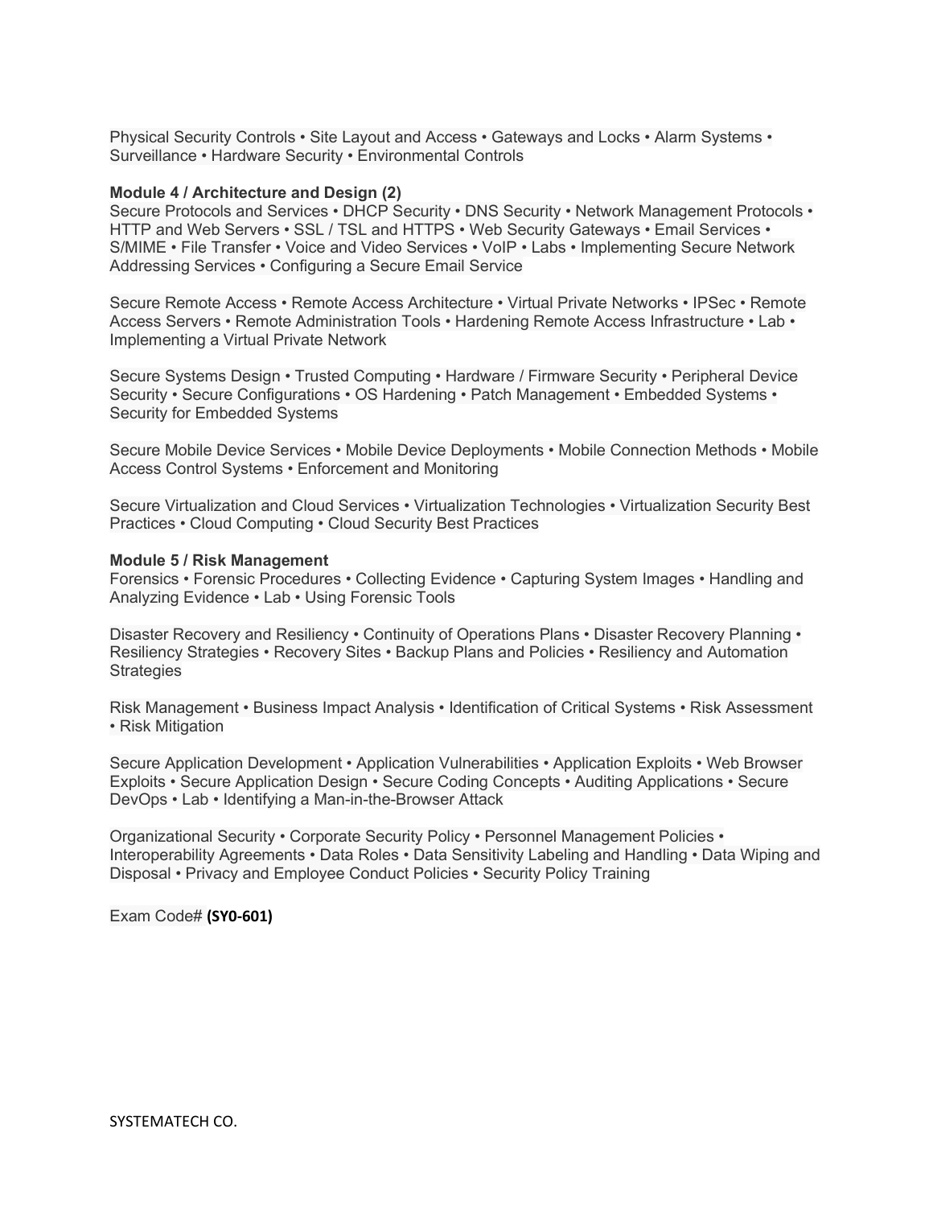Physical Security Controls • Site Layout and Access • Gateways and Locks • Alarm Systems • Surveillance • Hardware Security • Environmental Controls

**Module 4 / Architecture and Design (2)**
Secure Protocols and Services • DHCP Security • DNS Security • Network Management Protocols • HTTP and Web Servers • SSL / TSL and HTTPS • Web Security Gateways • Email Services • S/MIME • File Transfer • Voice and Video Services • VoIP • Labs • Implementing Secure Network Addressing Services • Configuring a Secure Email Service

Secure Remote Access • Remote Access Architecture • Virtual Private Networks • IPSec • Remote Access Servers • Remote Administration Tools • Hardening Remote Access Infrastructure • Lab • Implementing a Virtual Private Network

Secure Systems Design • Trusted Computing • Hardware / Firmware Security • Peripheral Device Security • Secure Configurations • OS Hardening • Patch Management • Embedded Systems • Security for Embedded Systems

Secure Mobile Device Services • Mobile Device Deployments • Mobile Connection Methods • Mobile Access Control Systems • Enforcement and Monitoring

Secure Virtualization and Cloud Services • Virtualization Technologies • Virtualization Security Best Practices • Cloud Computing • Cloud Security Best Practices

**Module 5 / Risk Management**
Forensics • Forensic Procedures • Collecting Evidence • Capturing System Images • Handling and Analyzing Evidence • Lab • Using Forensic Tools

Disaster Recovery and Resiliency • Continuity of Operations Plans • Disaster Recovery Planning • Resiliency Strategies • Recovery Sites • Backup Plans and Policies • Resiliency and Automation Strategies

Risk Management • Business Impact Analysis • Identification of Critical Systems • Risk Assessment • Risk Mitigation

Secure Application Development • Application Vulnerabilities • Application Exploits • Web Browser Exploits • Secure Application Design • Secure Coding Concepts • Auditing Applications • Secure DevOps • Lab • Identifying a Man-in-the-Browser Attack

Organizational Security • Corporate Security Policy • Personnel Management Policies • Interoperability Agreements • Data Roles • Data Sensitivity Labeling and Handling • Data Wiping and Disposal • Privacy and Employee Conduct Policies • Security Policy Training

Exam Code# **(SY0-601)**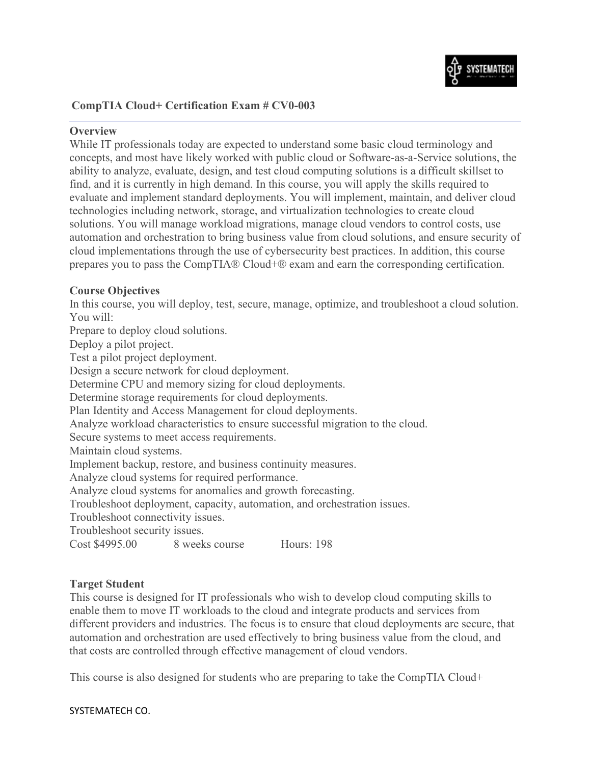## CompTIA Cloud+ Certification Exam # CV0-003

---

**Overview**

While IT professionals today are expected to understand some basic cloud terminology and concepts, and most have likely worked with public cloud or Software-as-a-Service solutions, the ability to analyze, evaluate, design, and test cloud computing solutions is a difficult skillset to find, and it is currently in high demand. In this course, you will apply the skills required to evaluate and implement standard deployments. You will implement, maintain, and deliver cloud technologies including network, storage, and virtualization technologies to create cloud solutions. You will manage workload migrations, manage cloud vendors to control costs, use automation and orchestration to bring business value from cloud solutions, and ensure security of cloud implementations through the use of cybersecurity best practices. In addition, this course prepares you to pass the CompTIA® Cloud+® exam and earn the corresponding certification.

**Course Objectives**

In this course, you will deploy, test, secure, manage, optimize, and troubleshoot a cloud solution. You will:

Prepare to deploy cloud solutions.
Deploy a pilot project.
Test a pilot project deployment.
Design a secure network for cloud deployment.
Determine CPU and memory sizing for cloud deployments.
Determine storage requirements for cloud deployments.
Plan Identity and Access Management for cloud deployments.
Analyze workload characteristics to ensure successful migration to the cloud.
Secure systems to meet access requirements.
Maintain cloud systems.
Implement backup, restore, and business continuity measures.
Analyze cloud systems for required performance.
Analyze cloud systems for anomalies and growth forecasting.
Troubleshoot deployment, capacity, automation, and orchestration issues.
Troubleshoot connectivity issues.
Troubleshoot security issues.

Cost $4995.00     8 weeks course     Hours: 198

**Target Student**

This course is designed for IT professionals who wish to develop cloud computing skills to enable them to move IT workloads to the cloud and integrate products and services from different providers and industries. The focus is to ensure that cloud deployments are secure, that automation and orchestration are used effectively to bring business value from the cloud, and that costs are controlled through effective management of cloud vendors.

This course is also designed for students who are preparing to take the CompTIA Cloud+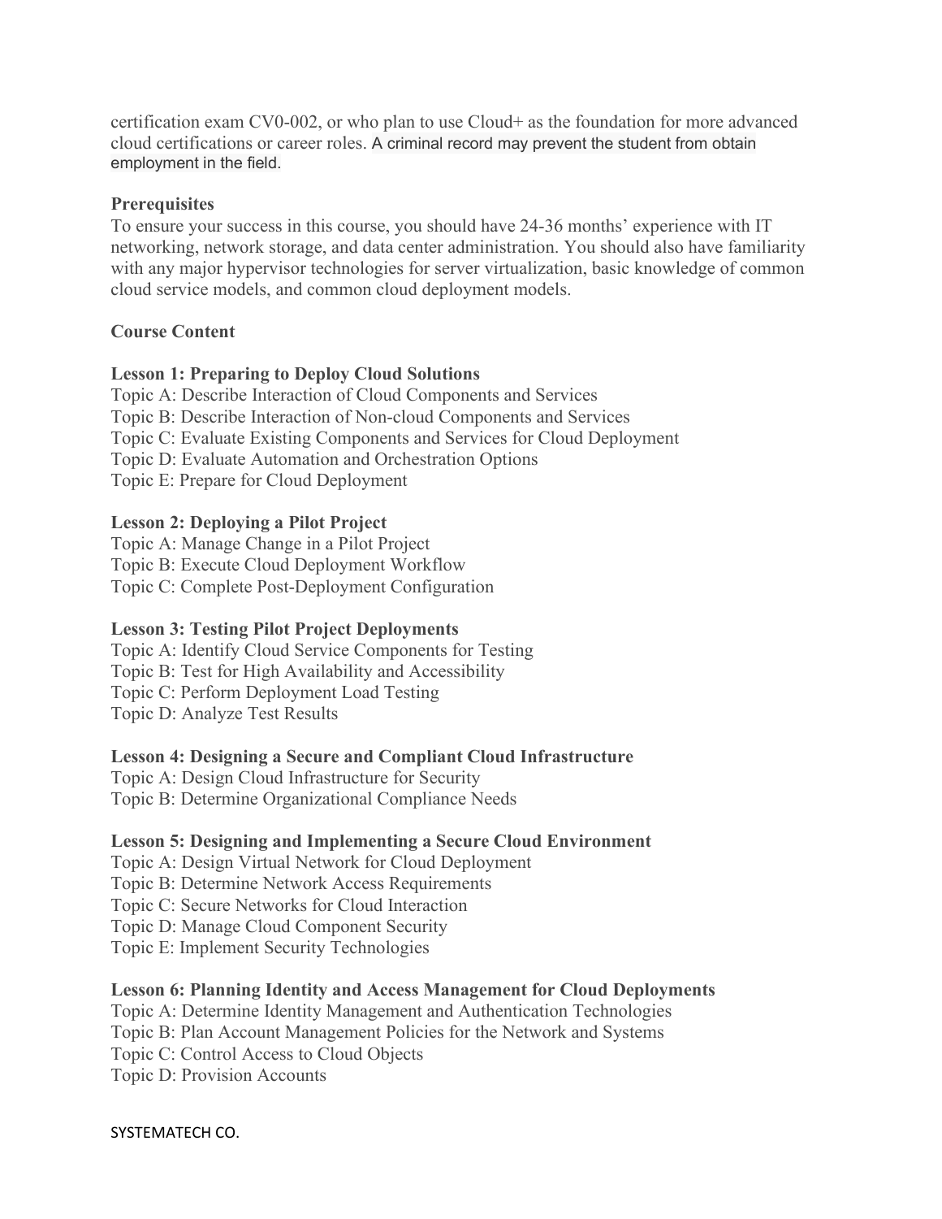certification exam CV0-002, or who plan to use Cloud+ as the foundation for more advanced cloud certifications or career roles. A criminal record may prevent the student from obtain employment in the field.

**Prerequisites**

To ensure your success in this course, you should have 24-36 months' experience with IT networking, network storage, and data center administration. You should also have familiarity with any major hypervisor technologies for server virtualization, basic knowledge of common cloud service models, and common cloud deployment models.

**Course Content**

**Lesson 1: Preparing to Deploy Cloud Solutions**

Topic A: Describe Interaction of Cloud Components and Services
Topic B: Describe Interaction of Non-cloud Components and Services
Topic C: Evaluate Existing Components and Services for Cloud Deployment
Topic D: Evaluate Automation and Orchestration Options
Topic E: Prepare for Cloud Deployment

**Lesson 2: Deploying a Pilot Project**

Topic A: Manage Change in a Pilot Project
Topic B: Execute Cloud Deployment Workflow
Topic C: Complete Post-Deployment Configuration

**Lesson 3: Testing Pilot Project Deployments**

Topic A: Identify Cloud Service Components for Testing
Topic B: Test for High Availability and Accessibility
Topic C: Perform Deployment Load Testing
Topic D: Analyze Test Results

**Lesson 4: Designing a Secure and Compliant Cloud Infrastructure**

Topic A: Design Cloud Infrastructure for Security
Topic B: Determine Organizational Compliance Needs

**Lesson 5: Designing and Implementing a Secure Cloud Environment**

Topic A: Design Virtual Network for Cloud Deployment
Topic B: Determine Network Access Requirements
Topic C: Secure Networks for Cloud Interaction
Topic D: Manage Cloud Component Security
Topic E: Implement Security Technologies

**Lesson 6: Planning Identity and Access Management for Cloud Deployments**

Topic A: Determine Identity Management and Authentication Technologies
Topic B: Plan Account Management Policies for the Network and Systems
Topic C: Control Access to Cloud Objects
Topic D: Provision Accounts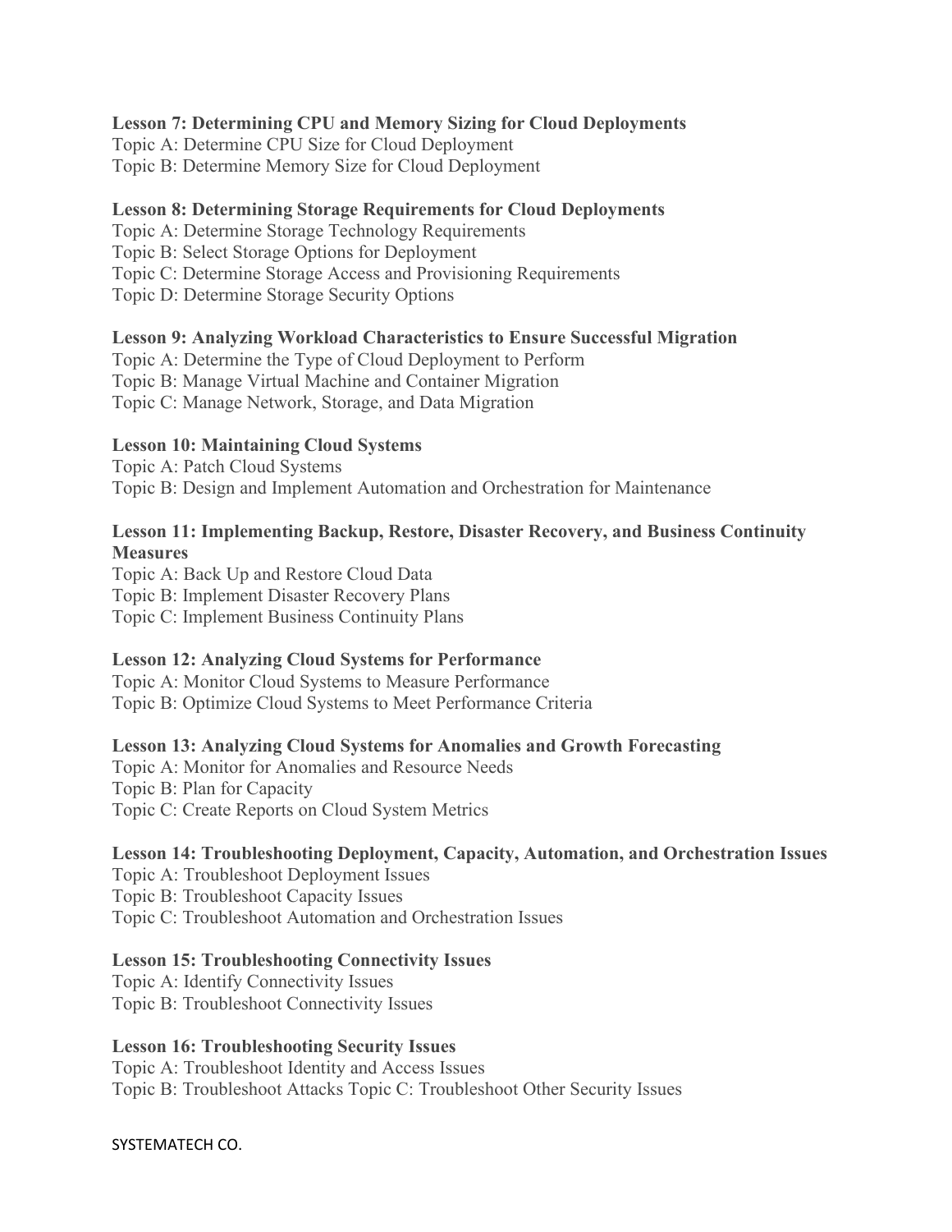**Lesson 7: Determining CPU and Memory Sizing for Cloud Deployments**
Topic A: Determine CPU Size for Cloud Deployment
Topic B: Determine Memory Size for Cloud Deployment

**Lesson 8: Determining Storage Requirements for Cloud Deployments**
Topic A: Determine Storage Technology Requirements
Topic B: Select Storage Options for Deployment
Topic C: Determine Storage Access and Provisioning Requirements
Topic D: Determine Storage Security Options

**Lesson 9: Analyzing Workload Characteristics to Ensure Successful Migration**
Topic A: Determine the Type of Cloud Deployment to Perform
Topic B: Manage Virtual Machine and Container Migration
Topic C: Manage Network, Storage, and Data Migration

**Lesson 10: Maintaining Cloud Systems**
Topic A: Patch Cloud Systems
Topic B: Design and Implement Automation and Orchestration for Maintenance

**Lesson 11: Implementing Backup, Restore, Disaster Recovery, and Business Continuity Measures**
Topic A: Back Up and Restore Cloud Data
Topic B: Implement Disaster Recovery Plans
Topic C: Implement Business Continuity Plans

**Lesson 12: Analyzing Cloud Systems for Performance**
Topic A: Monitor Cloud Systems to Measure Performance
Topic B: Optimize Cloud Systems to Meet Performance Criteria

**Lesson 13: Analyzing Cloud Systems for Anomalies and Growth Forecasting**
Topic A: Monitor for Anomalies and Resource Needs
Topic B: Plan for Capacity
Topic C: Create Reports on Cloud System Metrics

**Lesson 14: Troubleshooting Deployment, Capacity, Automation, and Orchestration Issues**
Topic A: Troubleshoot Deployment Issues
Topic B: Troubleshoot Capacity Issues
Topic C: Troubleshoot Automation and Orchestration Issues

**Lesson 15: Troubleshooting Connectivity Issues**
Topic A: Identify Connectivity Issues
Topic B: Troubleshoot Connectivity Issues

**Lesson 16: Troubleshooting Security Issues**
Topic A: Troubleshoot Identity and Access Issues
Topic B: Troubleshoot Attacks Topic C: Troubleshoot Other Security Issues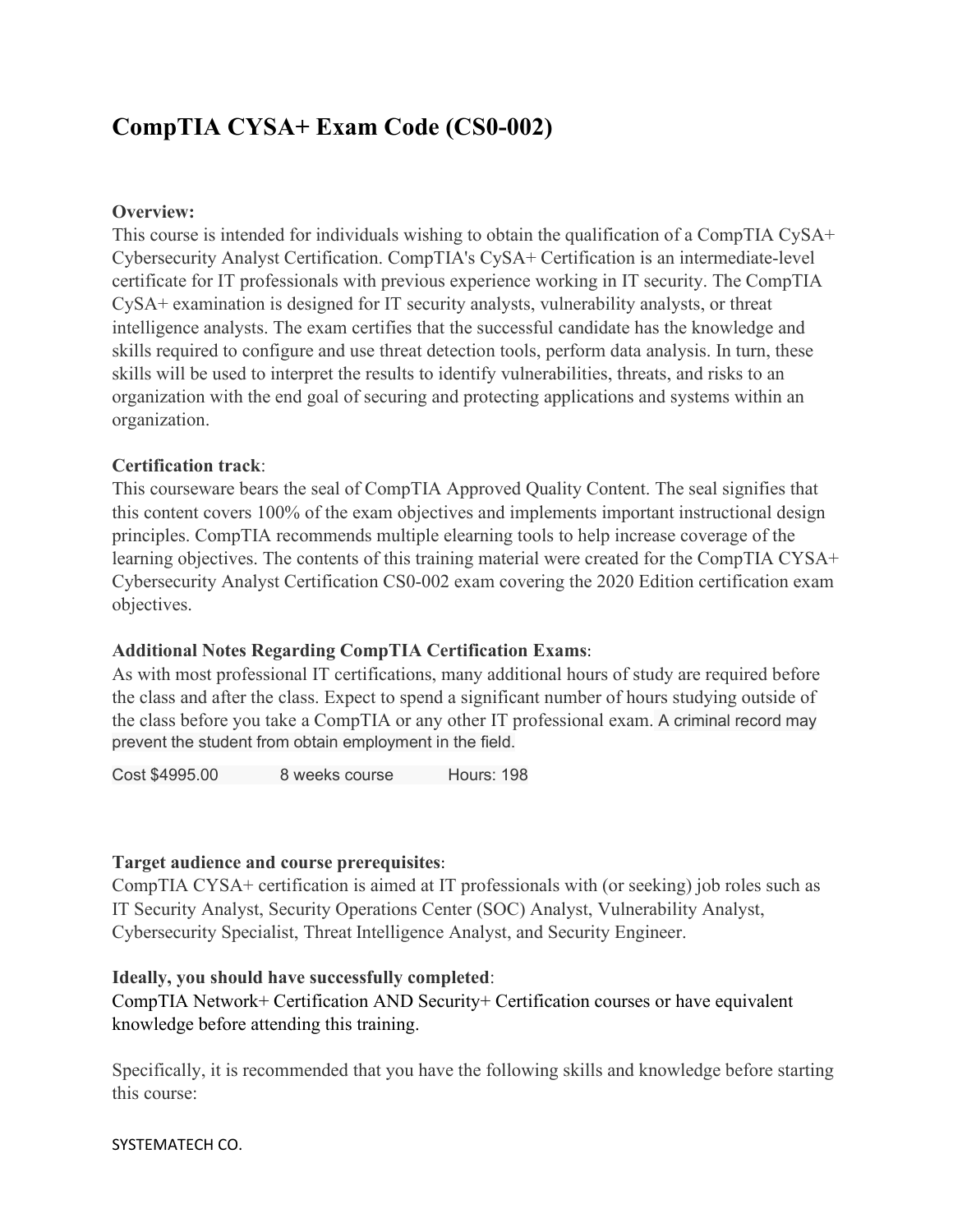# CompTIA CYSA+ Exam Code (CS0-002)

**Overview:**
This course is intended for individuals wishing to obtain the qualification of a CompTIA CySA+ Cybersecurity Analyst Certification. CompTIA's CySA+ Certification is an intermediate-level certificate for IT professionals with previous experience working in IT security. The CompTIA CySA+ examination is designed for IT security analysts, vulnerability analysts, or threat intelligence analysts. The exam certifies that the successful candidate has the knowledge and skills required to configure and use threat detection tools, perform data analysis. In turn, these skills will be used to interpret the results to identify vulnerabilities, threats, and risks to an organization with the end goal of securing and protecting applications and systems within an organization.

**Certification track**:
This courseware bears the seal of CompTIA Approved Quality Content. The seal signifies that this content covers 100% of the exam objectives and implements important instructional design principles. CompTIA recommends multiple elearning tools to help increase coverage of the learning objectives. The contents of this training material were created for the CompTIA CYSA+ Cybersecurity Analyst Certification CS0-002 exam covering the 2020 Edition certification exam objectives.

**Additional Notes Regarding CompTIA Certification Exams**:
As with most professional IT certifications, many additional hours of study are required before the class and after the class. Expect to spend a significant number of hours studying outside of the class before you take a CompTIA or any other IT professional exam. A criminal record may prevent the student from obtain employment in the field.

Cost $4995.00 8 weeks course Hours: 198

**Target audience and course prerequisites**:
CompTIA CYSA+ certification is aimed at IT professionals with (or seeking) job roles such as IT Security Analyst, Security Operations Center (SOC) Analyst, Vulnerability Analyst, Cybersecurity Specialist, Threat Intelligence Analyst, and Security Engineer.

**Ideally, you should have successfully completed**:
CompTIA Network+ Certification AND Security+ Certification courses or have equivalent knowledge before attending this training.

Specifically, it is recommended that you have the following skills and knowledge before starting this course: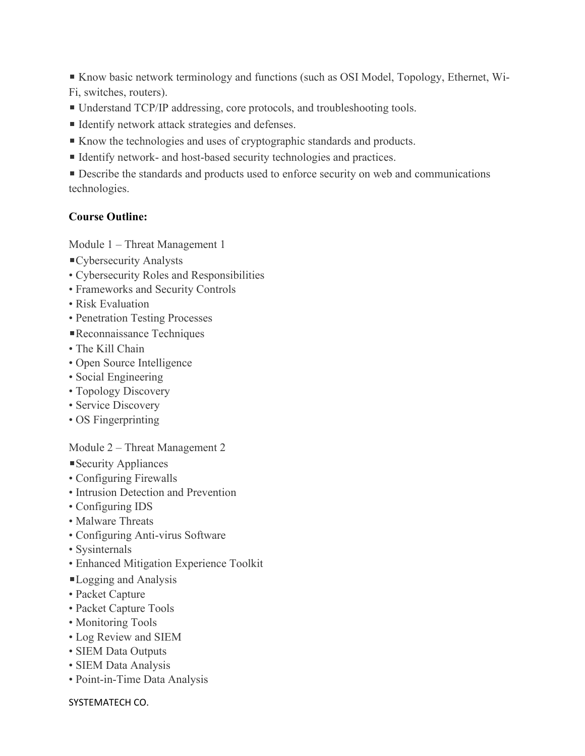- Know basic network terminology and functions (such as OSI Model, Topology, Ethernet, Wi-Fi, switches, routers).
- Understand TCP/IP addressing, core protocols, and troubleshooting tools.
- Identify network attack strategies and defenses.
- Know the technologies and uses of cryptographic standards and products.
- Identify network- and host-based security technologies and practices.
- Describe the standards and products used to enforce security on web and communications technologies.

**Course Outline:**

Module 1 – Threat Management 1

- Cybersecurity Analysts
  - Cybersecurity Roles and Responsibilities
  - Frameworks and Security Controls
  - Risk Evaluation
  - Penetration Testing Processes
- Reconnaissance Techniques
  - The Kill Chain
  - Open Source Intelligence
  - Social Engineering
  - Topology Discovery
  - Service Discovery
  - OS Fingerprinting

Module 2 – Threat Management 2

- Security Appliances
  - Configuring Firewalls
  - Intrusion Detection and Prevention
  - Configuring IDS
  - Malware Threats
  - Configuring Anti-virus Software
  - Sysinternals
  - Enhanced Mitigation Experience Toolkit
- Logging and Analysis
  - Packet Capture
  - Packet Capture Tools
  - Monitoring Tools
  - Log Review and SIEM
  - SIEM Data Outputs
  - SIEM Data Analysis
  - Point-in-Time Data Analysis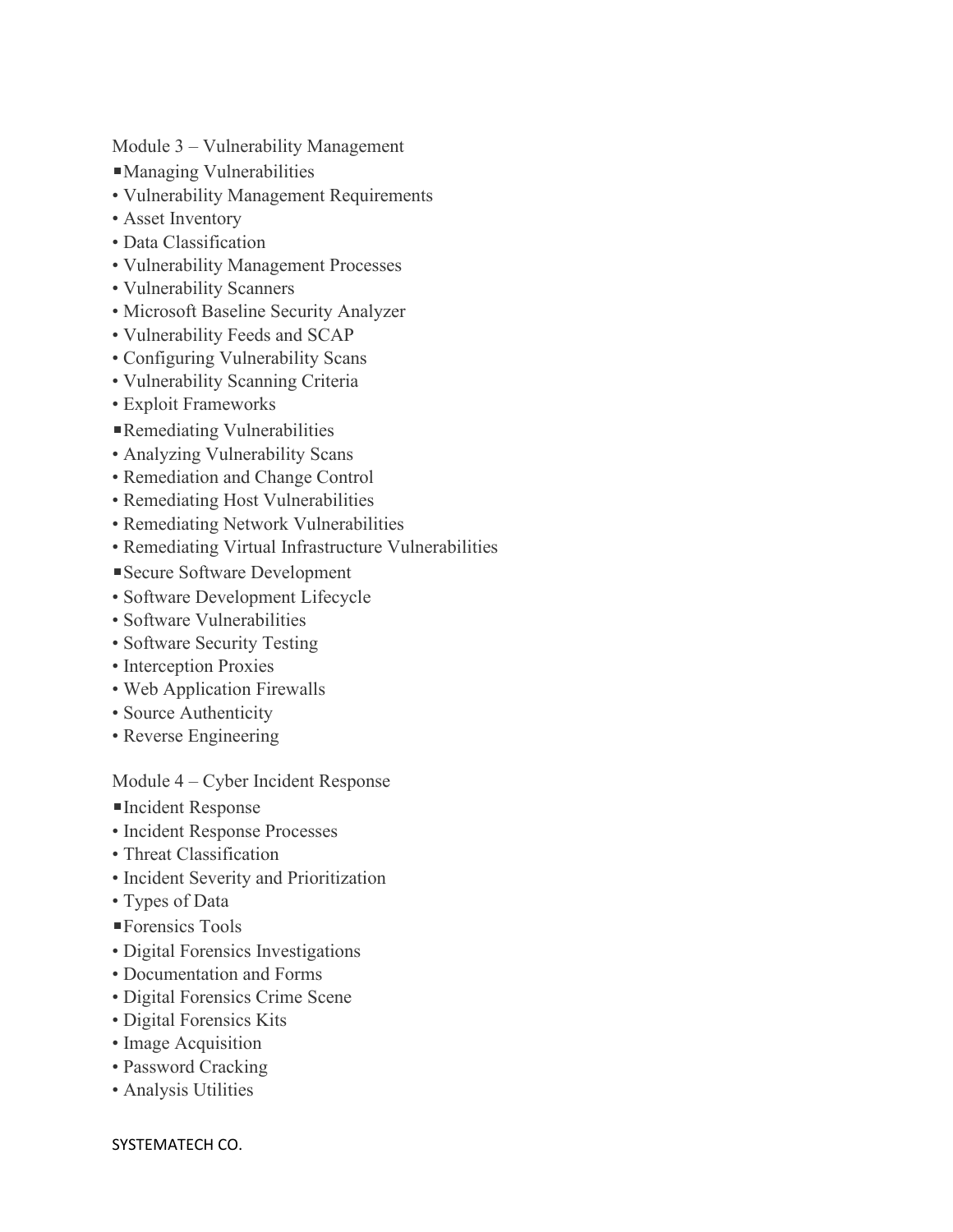Module 3 – Vulnerability Management

- Managing Vulnerabilities
- Vulnerability Management Requirements
- Asset Inventory
- Data Classification
- Vulnerability Management Processes
- Vulnerability Scanners
- Microsoft Baseline Security Analyzer
- Vulnerability Feeds and SCAP
- Configuring Vulnerability Scans
- Vulnerability Scanning Criteria
- Exploit Frameworks
- Remediating Vulnerabilities
- Analyzing Vulnerability Scans
- Remediation and Change Control
- Remediating Host Vulnerabilities
- Remediating Network Vulnerabilities
- Remediating Virtual Infrastructure Vulnerabilities
- Secure Software Development
- Software Development Lifecycle
- Software Vulnerabilities
- Software Security Testing
- Interception Proxies
- Web Application Firewalls
- Source Authenticity
- Reverse Engineering

Module 4 – Cyber Incident Response

- Incident Response
- Incident Response Processes
- Threat Classification
- Incident Severity and Prioritization
- Types of Data
- Forensics Tools
- Digital Forensics Investigations
- Documentation and Forms
- Digital Forensics Crime Scene
- Digital Forensics Kits
- Image Acquisition
- Password Cracking
- Analysis Utilities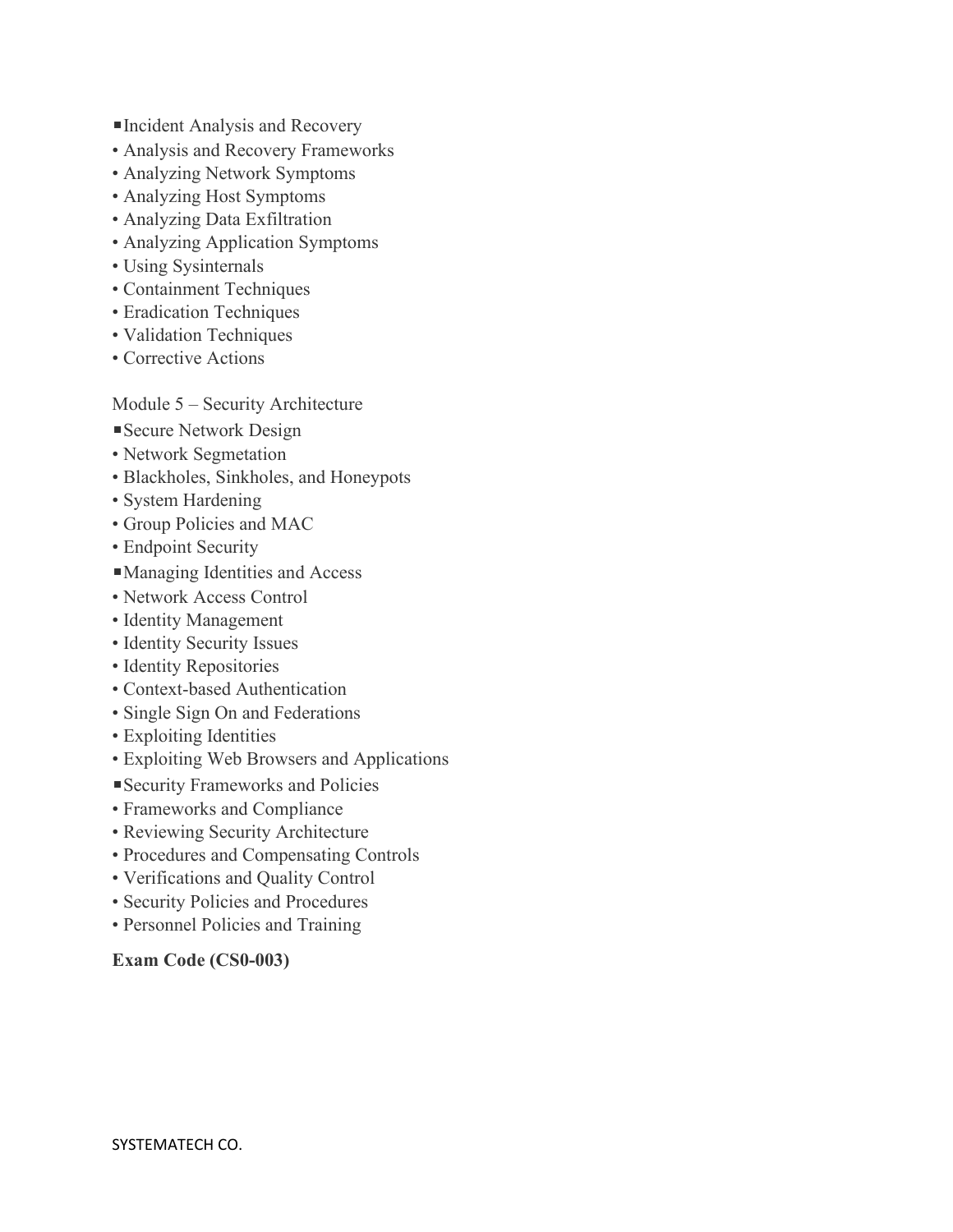- Incident Analysis and Recovery
  - Analysis and Recovery Frameworks
  - Analyzing Network Symptoms
  - Analyzing Host Symptoms
  - Analyzing Data Exfiltration
  - Analyzing Application Symptoms
  - Using Sysinternals
  - Containment Techniques
  - Eradication Techniques
  - Validation Techniques
  - Corrective Actions

Module 5 – Security Architecture

- Secure Network Design
  - Network Segmetation
  - Blackholes, Sinkholes, and Honeypots
  - System Hardening
  - Group Policies and MAC
  - Endpoint Security
- Managing Identities and Access
  - Network Access Control
  - Identity Management
  - Identity Security Issues
  - Identity Repositories
  - Context-based Authentication
  - Single Sign On and Federations
  - Exploiting Identities
  - Exploiting Web Browsers and Applications
- Security Frameworks and Policies
  - Frameworks and Compliance
  - Reviewing Security Architecture
  - Procedures and Compensating Controls
  - Verifications and Quality Control
  - Security Policies and Procedures
  - Personnel Policies and Training

**Exam Code (CS0-003)**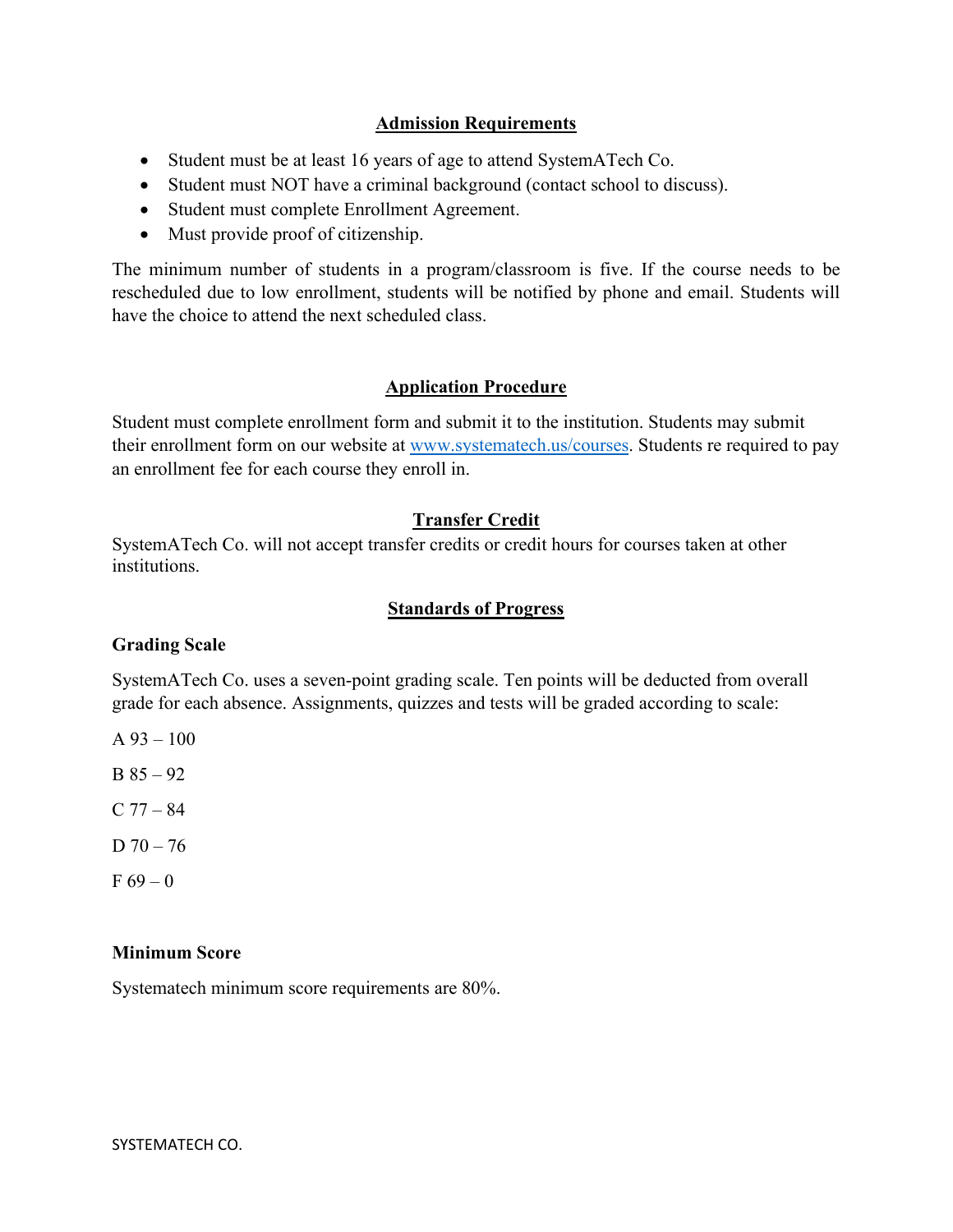## Admission Requirements

- Student must be at least 16 years of age to attend SystemATech Co.
- Student must NOT have a criminal background (contact school to discuss).
- Student must complete Enrollment Agreement.
- Must provide proof of citizenship.

The minimum number of students in a program/classroom is five. If the course needs to be rescheduled due to low enrollment, students will be notified by phone and email. Students will have the choice to attend the next scheduled class.

## Application Procedure

Student must complete enrollment form and submit it to the institution. Students may submit their enrollment form on our website at [www.systematech.us/courses](http://www.systematech.us/courses). Students re required to pay an enrollment fee for each course they enroll in.

## Transfer Credit

SystemATech Co. will not accept transfer credits or credit hours for courses taken at other institutions.

## Standards of Progress

### Grading Scale

SystemATech Co. uses a seven-point grading scale. Ten points will be deducted from overall grade for each absence. Assignments, quizzes and tests will be graded according to scale:

A 93 – 100

B 85 – 92

C 77 – 84

D 70 – 76

F 69 – 0

### Minimum Score

Systematech minimum score requirements are 80%.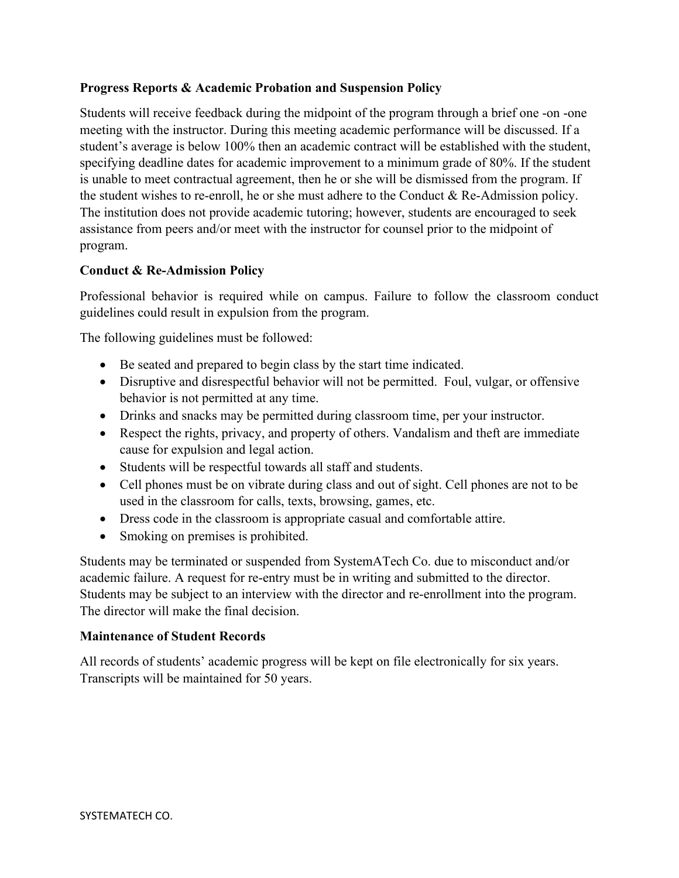**Progress Reports & Academic Probation and Suspension Policy**

Students will receive feedback during the midpoint of the program through a brief one -on -one meeting with the instructor. During this meeting academic performance will be discussed. If a student's average is below 100% then an academic contract will be established with the student, specifying deadline dates for academic improvement to a minimum grade of 80%. If the student is unable to meet contractual agreement, then he or she will be dismissed from the program. If the student wishes to re-enroll, he or she must adhere to the Conduct & Re-Admission policy. The institution does not provide academic tutoring; however, students are encouraged to seek assistance from peers and/or meet with the instructor for counsel prior to the midpoint of program.

**Conduct & Re-Admission Policy**

Professional behavior is required while on campus. Failure to follow the classroom conduct guidelines could result in expulsion from the program.

The following guidelines must be followed:

- Be seated and prepared to begin class by the start time indicated.
- Disruptive and disrespectful behavior will not be permitted. Foul, vulgar, or offensive behavior is not permitted at any time.
- Drinks and snacks may be permitted during classroom time, per your instructor.
- Respect the rights, privacy, and property of others. Vandalism and theft are immediate cause for expulsion and legal action.
- Students will be respectful towards all staff and students.
- Cell phones must be on vibrate during class and out of sight. Cell phones are not to be used in the classroom for calls, texts, browsing, games, etc.
- Dress code in the classroom is appropriate casual and comfortable attire.
- Smoking on premises is prohibited.

Students may be terminated or suspended from SystemATech Co. due to misconduct and/or academic failure. A request for re-entry must be in writing and submitted to the director. Students may be subject to an interview with the director and re-enrollment into the program. The director will make the final decision.

**Maintenance of Student Records**

All records of students' academic progress will be kept on file electronically for six years. Transcripts will be maintained for 50 years.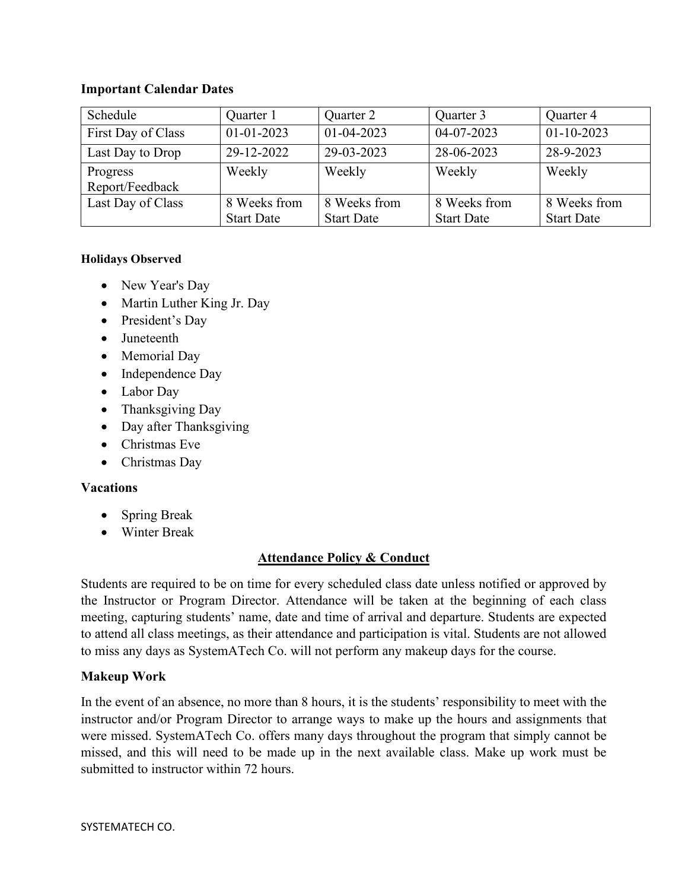**Important Calendar Dates**

| Schedule | Quarter 1 | Quarter 2 | Quarter 3 | Quarter 4 |
|---|---|---|---|---|
| First Day of Class | 01-01-2023 | 01-04-2023 | 04-07-2023 | 01-10-2023 |
| Last Day to Drop | 29-12-2022 | 29-03-2023 | 28-06-2023 | 28-9-2023 |
| Progress Report/Feedback | Weekly | Weekly | Weekly | Weekly |
| Last Day of Class | 8 Weeks from Start Date | 8 Weeks from Start Date | 8 Weeks from Start Date | 8 Weeks from Start Date |

**Holidays Observed**

- New Year's Day
- Martin Luther King Jr. Day
- President's Day
- Juneteenth
- Memorial Day
- Independence Day
- Labor Day
- Thanksgiving Day
- Day after Thanksgiving
- Christmas Eve
- Christmas Day

**Vacations**

- Spring Break
- Winter Break

## Attendance Policy & Conduct

Students are required to be on time for every scheduled class date unless notified or approved by the Instructor or Program Director. Attendance will be taken at the beginning of each class meeting, capturing students' name, date and time of arrival and departure. Students are expected to attend all class meetings, as their attendance and participation is vital. Students are not allowed to miss any days as SystemATech Co. will not perform any makeup days for the course.

**Makeup Work**

In the event of an absence, no more than 8 hours, it is the students' responsibility to meet with the instructor and/or Program Director to arrange ways to make up the hours and assignments that were missed. SystemATech Co. offers many days throughout the program that simply cannot be missed, and this will need to be made up in the next available class. Make up work must be submitted to instructor within 72 hours.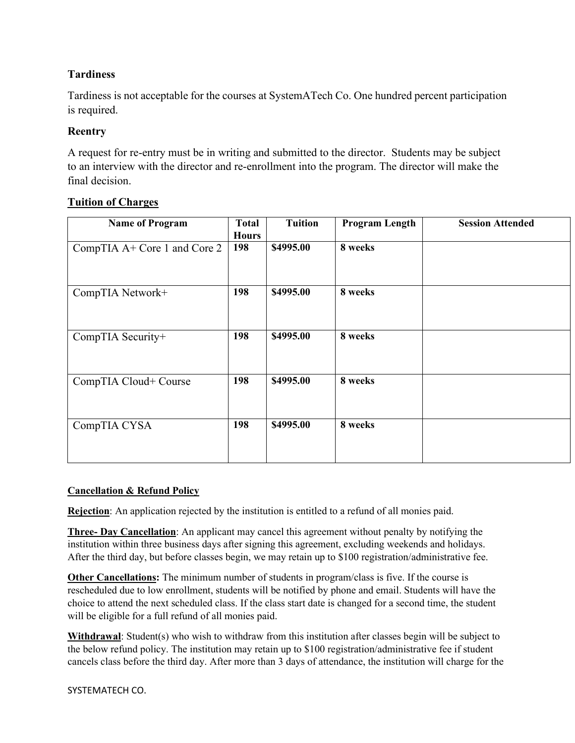**Tardiness**

Tardiness is not acceptable for the courses at SystemATech Co. One hundred percent participation is required.

**Reentry**

A request for re-entry must be in writing and submitted to the director. Students may be subject to an interview with the director and re-enrollment into the program. The director will make the final decision.

**Tuition of Charges**

| Name of Program | Total Hours | Tuition | Program Length | Session Attended |
|---|---|---|---|---|
| CompTIA A+ Core 1 and Core 2 | **198** | **$4995.00** | **8 weeks** | |
| CompTIA Network+ | **198** | **$4995.00** | **8 weeks** | |
| CompTIA Security+ | **198** | **$4995.00** | **8 weeks** | |
| CompTIA Cloud+ Course | **198** | **$4995.00** | **8 weeks** | |
| CompTIA CYSA | **198** | **$4995.00** | **8 weeks** | |

**Cancellation & Refund Policy**

**Rejection**: An application rejected by the institution is entitled to a refund of all monies paid.

**Three- Day Cancellation**: An applicant may cancel this agreement without penalty by notifying the institution within three business days after signing this agreement, excluding weekends and holidays. After the third day, but before classes begin, we may retain up to $100 registration/administrative fee.

**Other Cancellations:** The minimum number of students in program/class is five. If the course is rescheduled due to low enrollment, students will be notified by phone and email. Students will have the choice to attend the next scheduled class. If the class start date is changed for a second time, the student will be eligible for a full refund of all monies paid.

**Withdrawal**: Student(s) who wish to withdraw from this institution after classes begin will be subject to the below refund policy. The institution may retain up to $100 registration/administrative fee if student cancels class before the third day. After more than 3 days of attendance, the institution will charge for the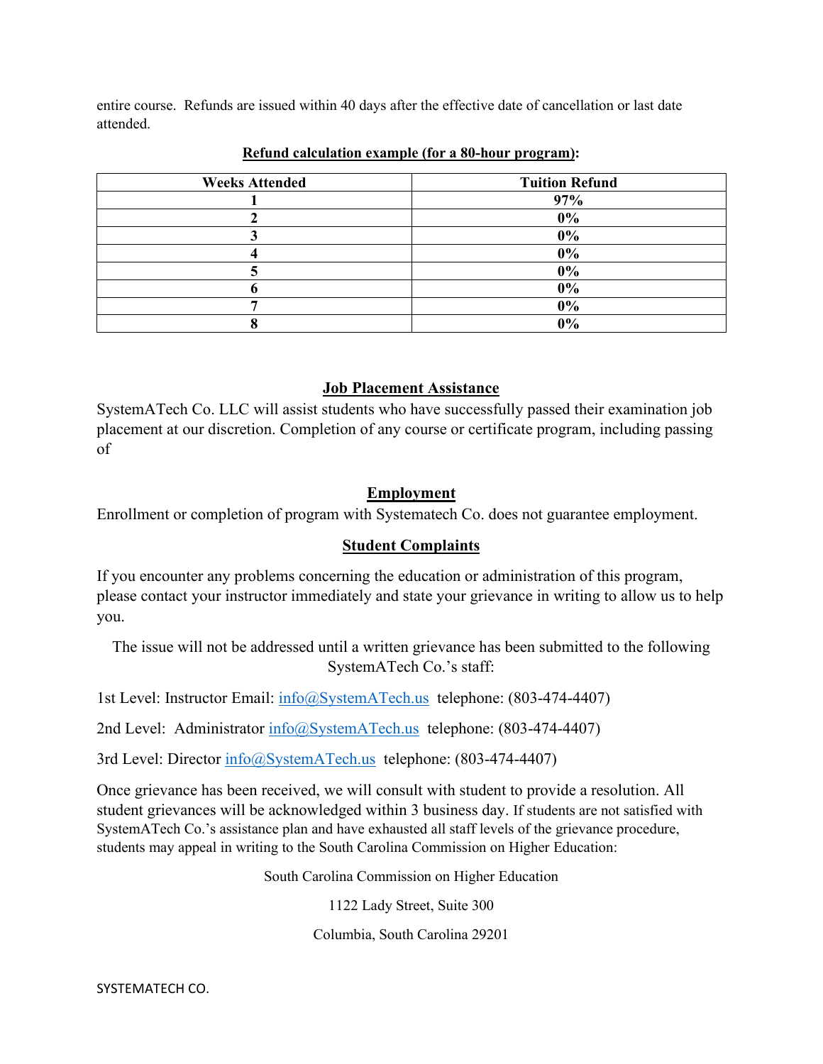entire course. Refunds are issued within 40 days after the effective date of cancellation or last date attended.

**Refund calculation example (for a 80-hour program):**

| Weeks Attended | Tuition Refund |
|---|---|
| 1 | 97% |
| 2 | 0% |
| 3 | 0% |
| 4 | 0% |
| 5 | 0% |
| 6 | 0% |
| 7 | 0% |
| 8 | 0% |

## Job Placement Assistance

SystemATech Co. LLC will assist students who have successfully passed their examination job placement at our discretion. Completion of any course or certificate program, including passing of

## Employment

Enrollment or completion of program with Systematech Co. does not guarantee employment.

## Student Complaints

If you encounter any problems concerning the education or administration of this program, please contact your instructor immediately and state your grievance in writing to allow us to help you.

The issue will not be addressed until a written grievance has been submitted to the following SystemATech Co.'s staff:

1st Level: Instructor Email: info@SystemATech.us telephone: (803-474-4407)

2nd Level: Administrator info@SystemATech.us telephone: (803-474-4407)

3rd Level: Director info@SystemATech.us telephone: (803-474-4407)

Once grievance has been received, we will consult with student to provide a resolution. All student grievances will be acknowledged within 3 business day. If students are not satisfied with SystemATech Co.'s assistance plan and have exhausted all staff levels of the grievance procedure, students may appeal in writing to the South Carolina Commission on Higher Education:

South Carolina Commission on Higher Education

1122 Lady Street, Suite 300

Columbia, South Carolina 29201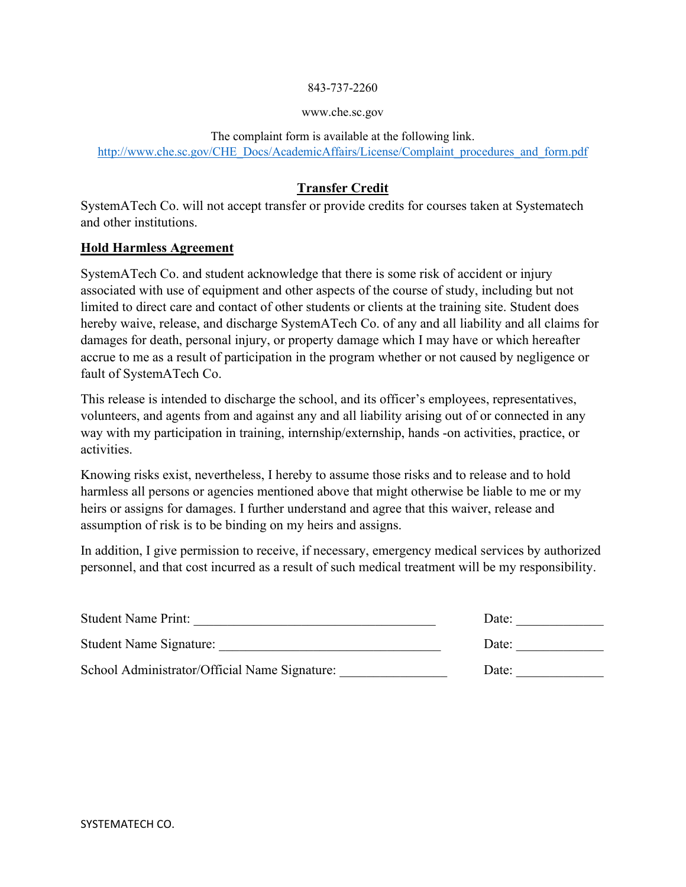843-737-2260

www.che.sc.gov

The complaint form is available at the following link.
http://www.che.sc.gov/CHE_Docs/AcademicAffairs/License/Complaint_procedures_and_form.pdf

## Transfer Credit

SystemATech Co. will not accept transfer or provide credits for courses taken at Systematech and other institutions.

## Hold Harmless Agreement

SystemATech Co. and student acknowledge that there is some risk of accident or injury associated with use of equipment and other aspects of the course of study, including but not limited to direct care and contact of other students or clients at the training site. Student does hereby waive, release, and discharge SystemATech Co. of any and all liability and all claims for damages for death, personal injury, or property damage which I may have or which hereafter accrue to me as a result of participation in the program whether or not caused by negligence or fault of SystemATech Co.

This release is intended to discharge the school, and its officer's employees, representatives, volunteers, and agents from and against any and all liability arising out of or connected in any way with my participation in training, internship/externship, hands -on activities, practice, or activities.

Knowing risks exist, nevertheless, I hereby to assume those risks and to release and to hold harmless all persons or agencies mentioned above that might otherwise be liable to me or my heirs or assigns for damages. I further understand and agree that this waiver, release and assumption of risk is to be binding on my heirs and assigns.

In addition, I give permission to receive, if necessary, emergency medical services by authorized personnel, and that cost incurred as a result of such medical treatment will be my responsibility.

Student Name Print: ___________________________________ Date: _____________

Student Name Signature: _________________________________ Date: _____________

School Administrator/Official Name Signature: _______________ Date: _____________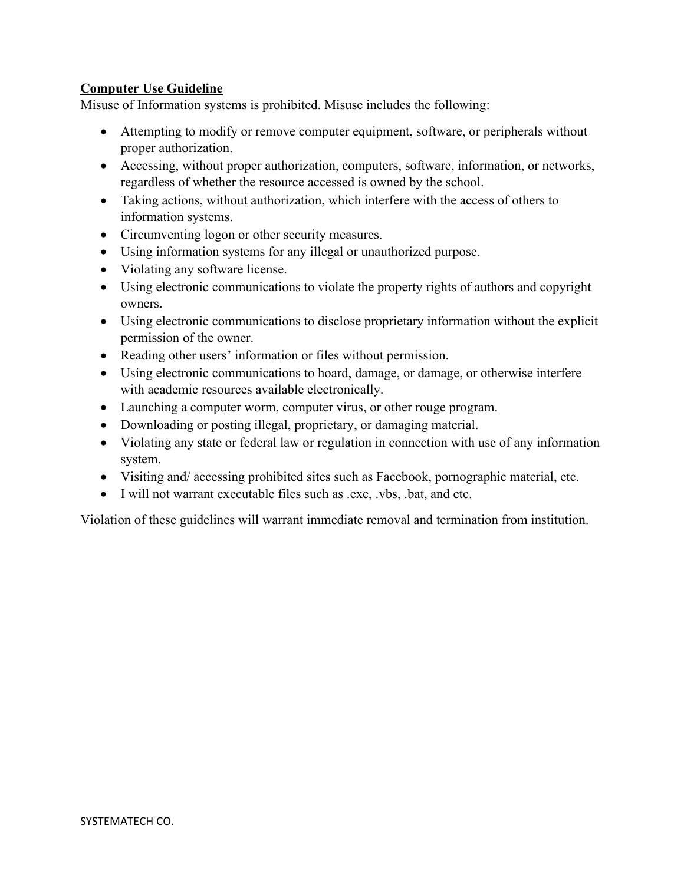**Computer Use Guideline**

Misuse of Information systems is prohibited. Misuse includes the following:

- Attempting to modify or remove computer equipment, software, or peripherals without proper authorization.
- Accessing, without proper authorization, computers, software, information, or networks, regardless of whether the resource accessed is owned by the school.
- Taking actions, without authorization, which interfere with the access of others to information systems.
- Circumventing logon or other security measures.
- Using information systems for any illegal or unauthorized purpose.
- Violating any software license.
- Using electronic communications to violate the property rights of authors and copyright owners.
- Using electronic communications to disclose proprietary information without the explicit permission of the owner.
- Reading other users' information or files without permission.
- Using electronic communications to hoard, damage, or damage, or otherwise interfere with academic resources available electronically.
- Launching a computer worm, computer virus, or other rouge program.
- Downloading or posting illegal, proprietary, or damaging material.
- Violating any state or federal law or regulation in connection with use of any information system.
- Visiting and/ accessing prohibited sites such as Facebook, pornographic material, etc.
- I will not warrant executable files such as .exe, .vbs, .bat, and etc.

Violation of these guidelines will warrant immediate removal and termination from institution.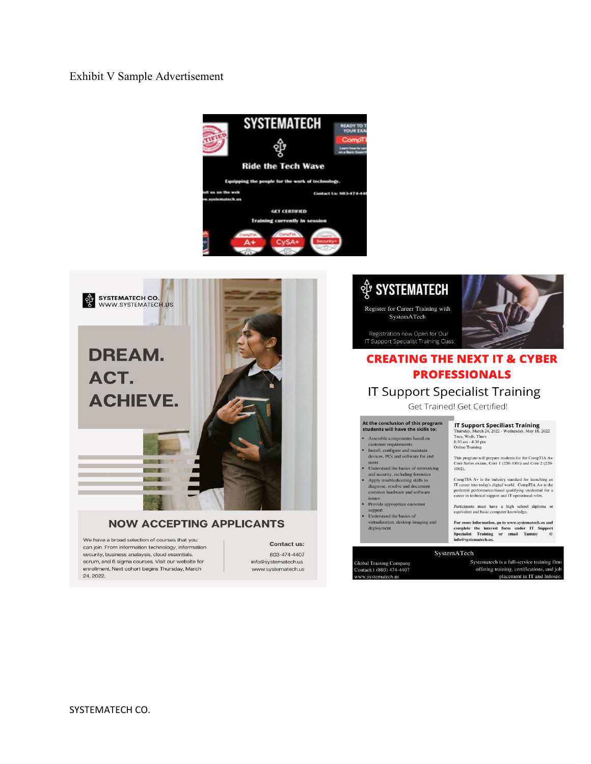Exhibit V Sample Advertisement

SYSTEMATECH

Ride the Tech Wave

Equipping the people for the work of technology.

Contact Us: 803-474-44

GET CERTIFIED

Training currently in session

SYSTEMATECH CO.
WWW.SYSTEMATECH.US

DREAM.
ACT.
ACHIEVE.

NOW ACCEPTING APPLICANTS

We have a broad selection of courses that you can join. From information technology, information security, business analaysis, cloud essentials, scrum, and 6 sigma courses. Visit our website for enrollment. Next cohort begins Thursday, March 24, 2022.

Contact us:
803-474-4407
info@systematech.us
www.systematech.us

SYSTEMATECH

Register for Career Training with SystemATech

Registration now Open for Our IT Support Specialist Training Class

CREATING THE NEXT IT & CYBER PROFESSIONALS

IT Support Specialist Training

Get Trained! Get Certified!

At the conclusion of this program students will have the skills to:

- Assemble components based on customer requirements
- Install, configure and maintain devices, PCs and software for end users
- Understand the basics of networking and security, including forensics
- Apply troubleshooting skills to diagnose, resolve and document common hardware and software issues
- Provide appropriate customer support
- Understand the basics of virtualization, desktop imaging and deployment

IT Support Speciliast Training
Thursday, March 24, 2022 - Wednesday, May 18, 2022
Tues, Weds, Thurs
8:30 am - 4:30 pm
Online Training

This program will prepare students for the CompTIA A+ Core Series exams, Core 1 (220-1001) and Core 2 (220-1002).

CompTIA A+ is the industry standard for launching an IT career into today's digital world. CompTIA A+ is the preferred performance-based qualifying credential for a career in technical support and IT operational roles.

Participants must have a high school diploma or equivalent and basic computer knowledge.

For more information, go to www.systematech.us and complete the interest form under IT Support Specialist Training or email Tammy @ info@systematech.us.

SystemATech

Global Training Company
Contact:1 (803) 474-4407
www.systematech.us

Systematech is a full-service training firm offering training, certifications, and job placement in IT and Infosec.

SYSTEMATECH CO.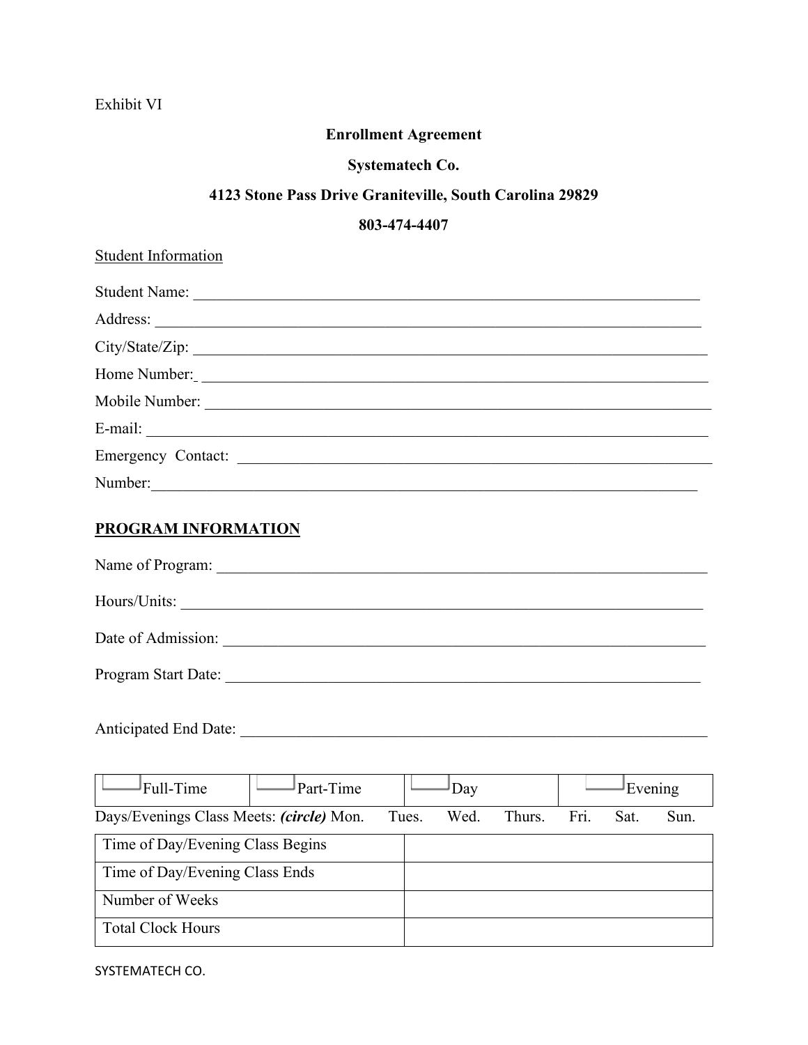Exhibit VI

**Enrollment Agreement**

**Systematech Co.**

**4123 Stone Pass Drive Graniteville, South Carolina 29829**

**803-474-4407**

Student Information

Student Name: ___________________________________________________________________

Address: _______________________________________________________________________

City/State/Zip: ___________________________________________________________________

Home Number: __________________________________________________________________

Mobile Number: _________________________________________________________________

E-mail: ________________________________________________________________________

Emergency Contact: ______________________________________________________________

Number: _______________________________________________________________________

## PROGRAM INFORMATION

Name of Program: ________________________________________________________________

Hours/Units: _____________________________________________________________________

Date of Admission: _______________________________________________________________

Program Start Date: _______________________________________________________________

Anticipated End Date: _____________________________________________________________

| ☐ Full-Time | ☐ Part-Time | ☐ Day | ☐ Evening |
|---|---|---|---|

Days/Evenings Class Meets: ***(circle)*** Mon. Tues. Wed. Thurs. Fri. Sat. Sun.

| | |
|---|---|
| Time of Day/Evening Class Begins | |
| Time of Day/Evening Class Ends | |
| Number of Weeks | |
| Total Clock Hours | |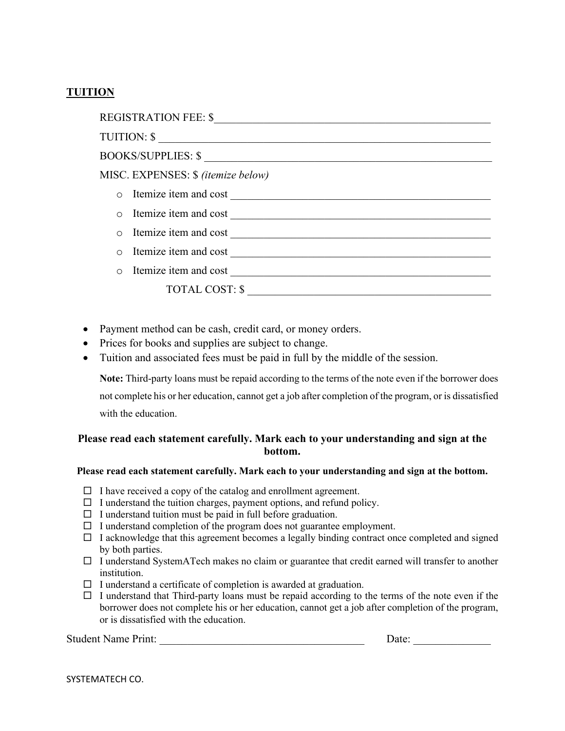**TUITION**

REGISTRATION FEE: $___________________________________________________

TUITION: $ ___________________________________________________________

BOOKS/SUPPLIES: $ ____________________________________________________

MISC. EXPENSES: $ *(itemize below)*

- Itemize item and cost _____________________________________________
- Itemize item and cost _____________________________________________
- Itemize item and cost _____________________________________________
- Itemize item and cost _____________________________________________
- Itemize item and cost _____________________________________________

TOTAL COST: $ ___________________________________________

- Payment method can be cash, credit card, or money orders.
- Prices for books and supplies are subject to change.
- Tuition and associated fees must be paid in full by the middle of the session.

**Note:** Third-party loans must be repaid according to the terms of the note even if the borrower does not complete his or her education, cannot get a job after completion of the program, or is dissatisfied with the education.

**Please read each statement carefully. Mark each to your understanding and sign at the bottom.**

**Please read each statement carefully. Mark each to your understanding and sign at the bottom.**

- ☐ I have received a copy of the catalog and enrollment agreement.
- ☐ I understand the tuition charges, payment options, and refund policy.
- ☐ I understand tuition must be paid in full before graduation.
- ☐ I understand completion of the program does not guarantee employment.
- ☐ I acknowledge that this agreement becomes a legally binding contract once completed and signed by both parties.
- ☐ I understand SystemATech makes no claim or guarantee that credit earned will transfer to another institution.
- ☐ I understand a certificate of completion is awarded at graduation.
- ☐ I understand that Third-party loans must be repaid according to the terms of the note even if the borrower does not complete his or her education, cannot get a job after completion of the program, or is dissatisfied with the education.

Student Name Print: _____________________________________ Date: ______________